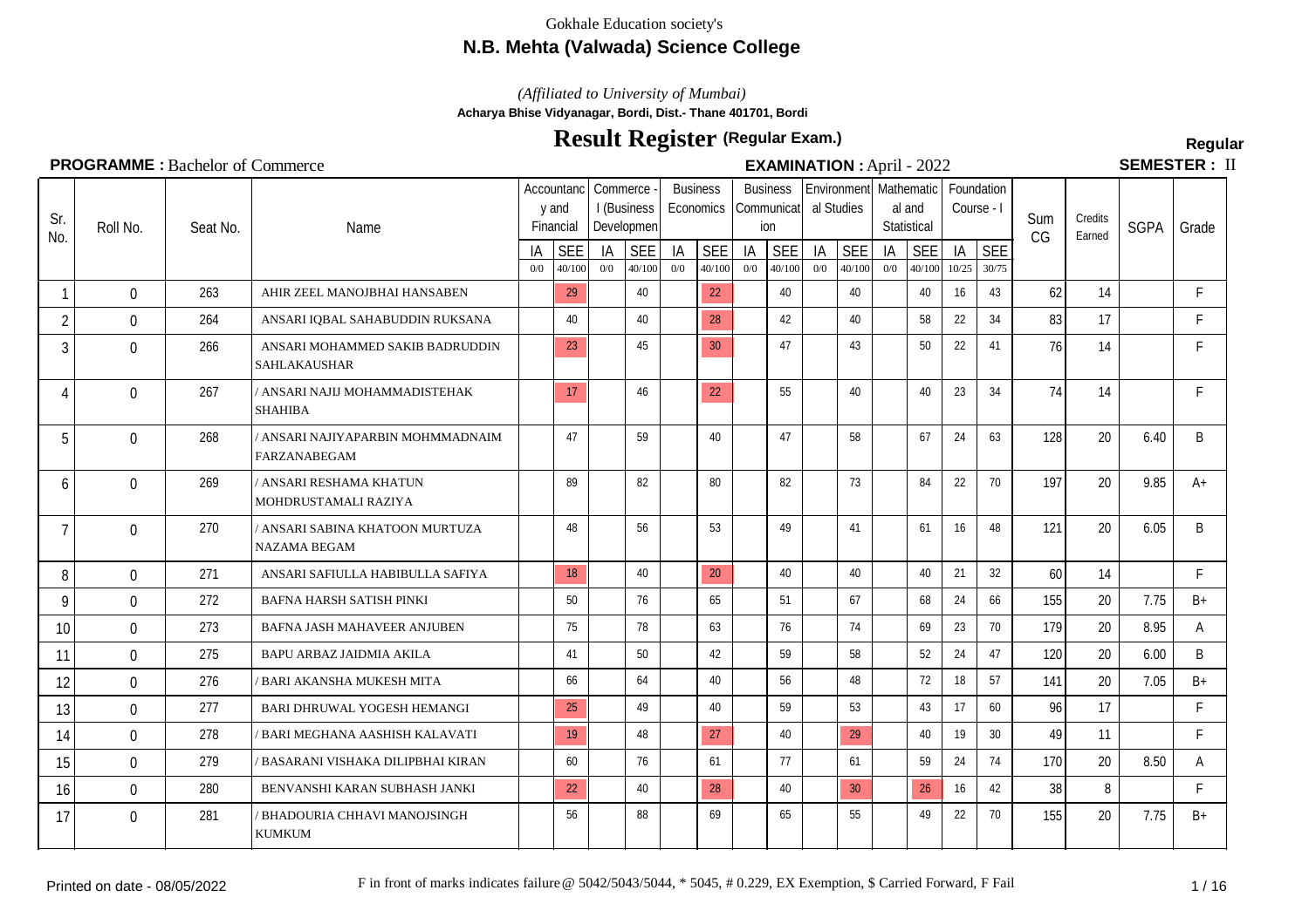Gokhale Education society's

## N.B. Mehta (Valwada) Science College

*(Affiliated to University of Mumbai)*

**Acharya Bhise Vidyanagar, Bordi, Dist.- Thane 401701, Bordi**

# Result Register (Regular Exam.)

**Regular**

**PROGRAMME :** Bachelor of Commerce **EXAMINATION :** April - 2022 **SEMESTER :** II

| Sr. No. | Roll No. | Seat No. | Name | Accountancy and Financial | | Commerce - I (Business Development) | | Business Economics | | Business Communication | | Environmental Studies | | Mathematical and Statistical | | Foundation Course - I | | Sum CG | Credits Earned | SGPA | Grade |
|---|---|---|---|---|---|---|---|---|---|---|---|---|---|---|---|---|---|---|---|---|---|
| | | | | IA 0/0 | SEE 40/100 | IA 0/0 | SEE 40/100 | IA 0/0 | SEE 40/100 | IA 0/0 | SEE 40/100 | IA 0/0 | SEE 40/100 | IA 0/0 | SEE 40/100 | IA 10/25 | SEE 30/75 | | | | |
| 1 | 0 | 263 | AHIR ZEEL MANOJBHAI HANSABEN | | 29 | | 40 | | 22 | | 40 | | 40 | | 40 | 16 | 43 | 62 | 14 | | F |
| 2 | 0 | 264 | ANSARI IQBAL SAHABUDDIN RUKSANA | | 40 | | 40 | | 28 | | 42 | | 40 | | 58 | 22 | 34 | 83 | 17 | | F |
| 3 | 0 | 266 | ANSARI MOHAMMED SAKIB BADRUDDIN SAHLAKAUSHAR | | 23 | | 45 | | 30 | | 47 | | 43 | | 50 | 22 | 41 | 76 | 14 | | F |
| 4 | 0 | 267 | / ANSARI NAJIJ MOHAMMADISTEHAK SHAHIBA | | 17 | | 46 | | 22 | | 55 | | 40 | | 40 | 23 | 34 | 74 | 14 | | F |
| 5 | 0 | 268 | / ANSARI NAJIYAPARBIN MOHMMADNAIM FARZANABEGAM | | 47 | | 59 | | 40 | | 47 | | 58 | | 67 | 24 | 63 | 128 | 20 | 6.40 | B |
| 6 | 0 | 269 | / ANSARI RESHAMA KHATUN MOHDRUSTAMALI RAZIYA | | 89 | | 82 | | 80 | | 82 | | 73 | | 84 | 22 | 70 | 197 | 20 | 9.85 | A+ |
| 7 | 0 | 270 | / ANSARI SABINA KHATOON MURTUZA NAZAMA BEGAM | | 48 | | 56 | | 53 | | 49 | | 41 | | 61 | 16 | 48 | 121 | 20 | 6.05 | B |
| 8 | 0 | 271 | ANSARI SAFIULLA HABIBULLA SAFIYA | | 18 | | 40 | | 20 | | 40 | | 40 | | 40 | 21 | 32 | 60 | 14 | | F |
| 9 | 0 | 272 | BAFNA HARSH SATISH PINKI | | 50 | | 76 | | 65 | | 51 | | 67 | | 68 | 24 | 66 | 155 | 20 | 7.75 | B+ |
| 10 | 0 | 273 | BAFNA JASH MAHAVEER ANJUBEN | | 75 | | 78 | | 63 | | 76 | | 74 | | 69 | 23 | 70 | 179 | 20 | 8.95 | A |
| 11 | 0 | 275 | BAPU ARBAZ JAIDMIA AKILA | | 41 | | 50 | | 42 | | 59 | | 58 | | 52 | 24 | 47 | 120 | 20 | 6.00 | B |
| 12 | 0 | 276 | / BARI AKANSHA MUKESH MITA | | 66 | | 64 | | 40 | | 56 | | 48 | | 72 | 18 | 57 | 141 | 20 | 7.05 | B+ |
| 13 | 0 | 277 | BARI DHRUWAL YOGESH HEMANGI | | 25 | | 49 | | 40 | | 59 | | 53 | | 43 | 17 | 60 | 96 | 17 | | F |
| 14 | 0 | 278 | / BARI MEGHANA AASHISH KALAVATI | | 19 | | 48 | | 27 | | 40 | | 29 | | 40 | 19 | 30 | 49 | 11 | | F |
| 15 | 0 | 279 | / BASARANI VISHAKA DILIPBHAI KIRAN | | 60 | | 76 | | 61 | | 77 | | 61 | | 59 | 24 | 74 | 170 | 20 | 8.50 | A |
| 16 | 0 | 280 | BENVANSHI KARAN SUBHASH JANKI | | 22 | | 40 | | 28 | | 40 | | 30 | | 26 | 16 | 42 | 38 | 8 | | F |
| 17 | 0 | 281 | / BHADOURIA CHHAVI MANOJSINGH KUMKUM | | 56 | | 88 | | 69 | | 65 | | 55 | | 49 | 22 | 70 | 155 | 20 | 7.75 | B+ |

Printed on date - 08/05/2022

F in front of marks indicates failure @ 5042/5043/5044, * 5045, # 0.229, EX Exemption, $ Carried Forward, F Fail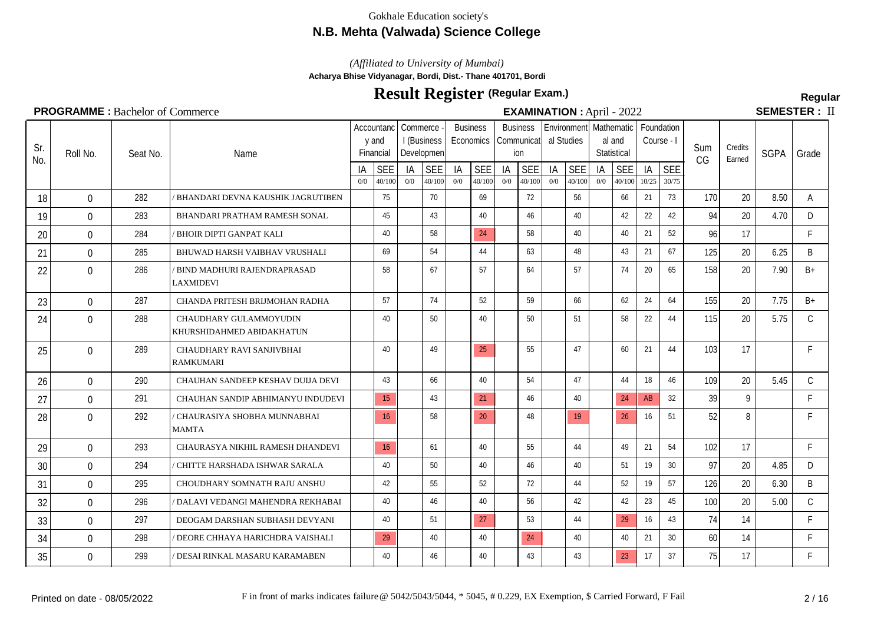Gokhale Education society's

**N.B. Mehta (Valwada) Science College**

*(Affiliated to University of Mumbai)*

**Acharya Bhise Vidyanagar, Bordi, Dist.- Thane 401701, Bordi**

# Result Register (Regular Exam.)

**Regular**

**PROGRAMME :** Bachelor of Commerce | **EXAMINATION :** April - 2022 | **SEMESTER :** II

| Sr. No. | Roll No. | Seat No. | Name | Accountancy and Financial | | Commerce - I (Business Development) | | Business Economics | | Business Communication | | Environmental Studies | | Mathematical and Statistical | | Foundation Course - I | | Sum CG | Credits Earned | SGPA | Grade |
|---|---|---|---|---|---|---|---|---|---|---|---|---|---|---|---|---|---|---|---|---|---|
| | | | | IA 0/0 | SEE 40/100 | IA 0/0 | SEE 40/100 | IA 0/0 | SEE 40/100 | IA 0/0 | SEE 40/100 | IA 0/0 | SEE 40/100 | IA 0/0 | SEE 40/100 | IA 10/25 | SEE 30/75 | | | | |
| 18 | 0 | 282 | / BHANDARI DEVNA KAUSHIK JAGRUTIBEN | | 75 | | 70 | | 69 | | 72 | | 56 | | 66 | 21 | 73 | 170 | 20 | 8.50 | A |
| 19 | 0 | 283 | BHANDARI PRATHAM RAMESH SONAL | | 45 | | 43 | | 40 | | 46 | | 40 | | 42 | 22 | 42 | 94 | 20 | 4.70 | D |
| 20 | 0 | 284 | / BHOIR DIPTI GANPAT KALI | | 40 | | 58 | | 24 | | 58 | | 40 | | 40 | 21 | 52 | 96 | 17 | | F |
| 21 | 0 | 285 | BHUWAD HARSH VAIBHAV VRUSHALI | | 69 | | 54 | | 44 | | 63 | | 48 | | 43 | 21 | 67 | 125 | 20 | 6.25 | B |
| 22 | 0 | 286 | / BIND MADHURI RAJENDRAPRASAD LAXMIDEVI | | 58 | | 67 | | 57 | | 64 | | 57 | | 74 | 20 | 65 | 158 | 20 | 7.90 | B+ |
| 23 | 0 | 287 | CHANDA PRITESH BRIJMOHAN RADHA | | 57 | | 74 | | 52 | | 59 | | 66 | | 62 | 24 | 64 | 155 | 20 | 7.75 | B+ |
| 24 | 0 | 288 | CHAUDHARY GULAMMOYUDIN KHURSHIDAHMED ABIDAKHATUN | | 40 | | 50 | | 40 | | 50 | | 51 | | 58 | 22 | 44 | 115 | 20 | 5.75 | C |
| 25 | 0 | 289 | CHAUDHARY RAVI SANJIVBHAI RAMKUMARI | | 40 | | 49 | | 25 | | 55 | | 47 | | 60 | 21 | 44 | 103 | 17 | | F |
| 26 | 0 | 290 | CHAUHAN SANDEEP KESHAV DUIJA DEVI | | 43 | | 66 | | 40 | | 54 | | 47 | | 44 | 18 | 46 | 109 | 20 | 5.45 | C |
| 27 | 0 | 291 | CHAUHAN SANDIP ABHIMANYU INDUDEVI | | 15 | | 43 | | 21 | | 46 | | 40 | | 24 | AB | 32 | 39 | 9 | | F |
| 28 | 0 | 292 | / CHAURASIYA SHOBHA MUNNABHAI MAMTA | | 16 | | 58 | | 20 | | 48 | | 19 | | 26 | 16 | 51 | 52 | 8 | | F |
| 29 | 0 | 293 | CHAURASYA NIKHIL RAMESH DHANDEVI | | 16 | | 61 | | 40 | | 55 | | 44 | | 49 | 21 | 54 | 102 | 17 | | F |
| 30 | 0 | 294 | / CHITTE HARSHADA ISHWAR SARALA | | 40 | | 50 | | 40 | | 46 | | 40 | | 51 | 19 | 30 | 97 | 20 | 4.85 | D |
| 31 | 0 | 295 | CHOUDHARY SOMNATH RAJU ANSHU | | 42 | | 55 | | 52 | | 72 | | 44 | | 52 | 19 | 57 | 126 | 20 | 6.30 | B |
| 32 | 0 | 296 | / DALAVI VEDANGI MAHENDRA REKHABAI | | 40 | | 46 | | 40 | | 56 | | 42 | | 42 | 23 | 45 | 100 | 20 | 5.00 | C |
| 33 | 0 | 297 | DEOGAM DARSHAN SUBHASH DEVYANI | | 40 | | 51 | | 27 | | 53 | | 44 | | 29 | 16 | 43 | 74 | 14 | | F |
| 34 | 0 | 298 | / DEORE CHHAYA HARICHDRA VAISHALI | | 29 | | 40 | | 40 | | 24 | | 40 | | 40 | 21 | 30 | 60 | 14 | | F |
| 35 | 0 | 299 | / DESAI RINKAL MASARU KARAMABEN | | 40 | | 46 | | 40 | | 43 | | 43 | | 23 | 17 | 37 | 75 | 17 | | F |

Printed on date - 08/05/2022

F in front of marks indicates failure @ 5042/5043/5044, * 5045, # 0.229, EX Exemption, $ Carried Forward, F Fail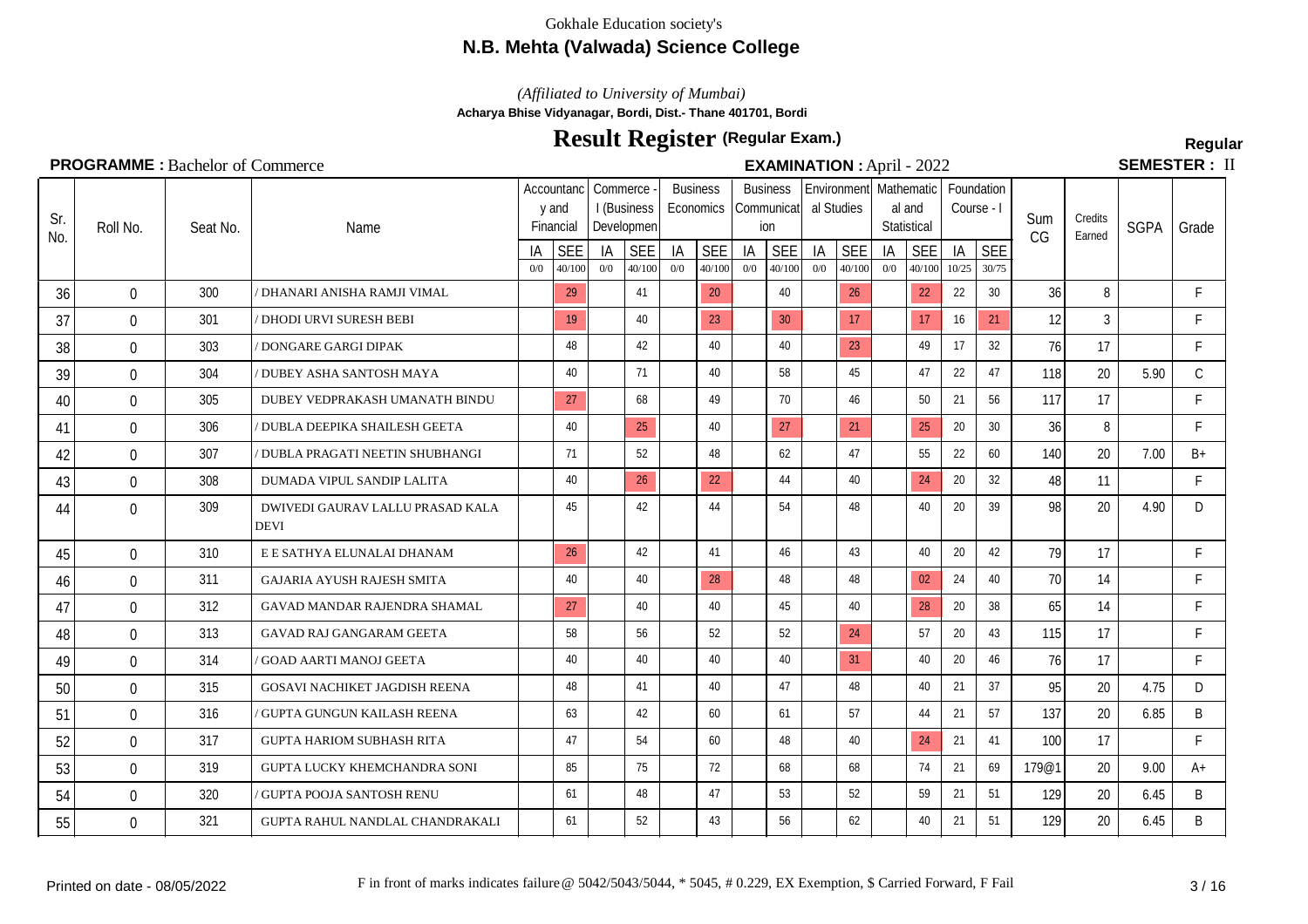Gokhale Education society's

## N.B. Mehta (Valwada) Science College

*(Affiliated to University of Mumbai)*

**Acharya Bhise Vidyanagar, Bordi, Dist.- Thane 401701, Bordi**

# Result Register (Regular Exam.)

**Regular**

**PROGRAMME :** Bachelor of Commerce **EXAMINATION :** April - 2022 **SEMESTER :** II

| Sr. No. | Roll No. | Seat No. | Name | Accountancy and Financial | | Commerce - I (Business Development) | | Business Economics | | Business Communication | | Environmental Studies | | Mathematical and Statistical | | Foundation Course - I | | Sum CG | Credits Earned | SGPA | Grade |
|---|---|---|---|---|---|---|---|---|---|---|---|---|---|---|---|---|---|---|---|---|---|
| | | | | IA 0/0 | SEE 40/100 | IA 0/0 | SEE 40/100 | IA 0/0 | SEE 40/100 | IA 0/0 | SEE 40/100 | IA 0/0 | SEE 40/100 | IA 0/0 | SEE 40/100 | IA 10/25 | SEE 30/75 | | | | |
| 36 | 0 | 300 | / DHANARI ANISHA RAMJI VIMAL | | 29 | | 41 | | 20 | | 40 | | 26 | | 22 | 22 | 30 | 36 | 8 | | F |
| 37 | 0 | 301 | / DHODI URVI SURESH BEBI | | 19 | | 40 | | 23 | | 30 | | 17 | | 17 | 16 | 21 | 12 | 3 | | F |
| 38 | 0 | 303 | / DONGARE GARGI DIPAK | | 48 | | 42 | | 40 | | 40 | | 23 | | 49 | 17 | 32 | 76 | 17 | | F |
| 39 | 0 | 304 | / DUBEY ASHA SANTOSH MAYA | | 40 | | 71 | | 40 | | 58 | | 45 | | 47 | 22 | 47 | 118 | 20 | 5.90 | C |
| 40 | 0 | 305 | DUBEY VEDPRAKASH UMANATH BINDU | | 27 | | 68 | | 49 | | 70 | | 46 | | 50 | 21 | 56 | 117 | 17 | | F |
| 41 | 0 | 306 | / DUBLA DEEPIKA SHAILESH GEETA | | 40 | | 25 | | 40 | | 27 | | 21 | | 25 | 20 | 30 | 36 | 8 | | F |
| 42 | 0 | 307 | / DUBLA PRAGATI NEETIN SHUBHANGI | | 71 | | 52 | | 48 | | 62 | | 47 | | 55 | 22 | 60 | 140 | 20 | 7.00 | B+ |
| 43 | 0 | 308 | DUMADA VIPUL SANDIP LALITA | | 40 | | 26 | | 22 | | 44 | | 40 | | 24 | 20 | 32 | 48 | 11 | | F |
| 44 | 0 | 309 | DWIVEDI GAURAV LALLU PRASAD KALA DEVI | | 45 | | 42 | | 44 | | 54 | | 48 | | 40 | 20 | 39 | 98 | 20 | 4.90 | D |
| 45 | 0 | 310 | E E SATHYA ELUNALAI DHANAM | | 26 | | 42 | | 41 | | 46 | | 43 | | 40 | 20 | 42 | 79 | 17 | | F |
| 46 | 0 | 311 | GAJARIA AYUSH RAJESH SMITA | | 40 | | 40 | | 28 | | 48 | | 48 | | 02 | 24 | 40 | 70 | 14 | | F |
| 47 | 0 | 312 | GAVAD MANDAR RAJENDRA SHAMAL | | 27 | | 40 | | 40 | | 45 | | 40 | | 28 | 20 | 38 | 65 | 14 | | F |
| 48 | 0 | 313 | GAVAD RAJ GANGARAM GEETA | | 58 | | 56 | | 52 | | 52 | | 24 | | 57 | 20 | 43 | 115 | 17 | | F |
| 49 | 0 | 314 | / GOAD AARTI MANOJ GEETA | | 40 | | 40 | | 40 | | 40 | | 31 | | 40 | 20 | 46 | 76 | 17 | | F |
| 50 | 0 | 315 | GOSAVI NACHIKET JAGDISH REENA | | 48 | | 41 | | 40 | | 47 | | 48 | | 40 | 21 | 37 | 95 | 20 | 4.75 | D |
| 51 | 0 | 316 | / GUPTA GUNGUN KAILASH REENA | | 63 | | 42 | | 60 | | 61 | | 57 | | 44 | 21 | 57 | 137 | 20 | 6.85 | B |
| 52 | 0 | 317 | GUPTA HARIOM SUBHASH RITA | | 47 | | 54 | | 60 | | 48 | | 40 | | 24 | 21 | 41 | 100 | 17 | | F |
| 53 | 0 | 319 | GUPTA LUCKY KHEMCHANDRA SONI | | 85 | | 75 | | 72 | | 68 | | 68 | | 74 | 21 | 69 | 179@1 | 20 | 9.00 | A+ |
| 54 | 0 | 320 | / GUPTA POOJA SANTOSH RENU | | 61 | | 48 | | 47 | | 53 | | 52 | | 59 | 21 | 51 | 129 | 20 | 6.45 | B |
| 55 | 0 | 321 | GUPTA RAHUL NANDLAL CHANDRAKALI | | 61 | | 52 | | 43 | | 56 | | 62 | | 40 | 21 | 51 | 129 | 20 | 6.45 | B |

Printed on date - 08/05/2022

F in front of marks indicates failure @ 5042/5043/5044, * 5045, # 0.229, EX Exemption, $ Carried Forward, F Fail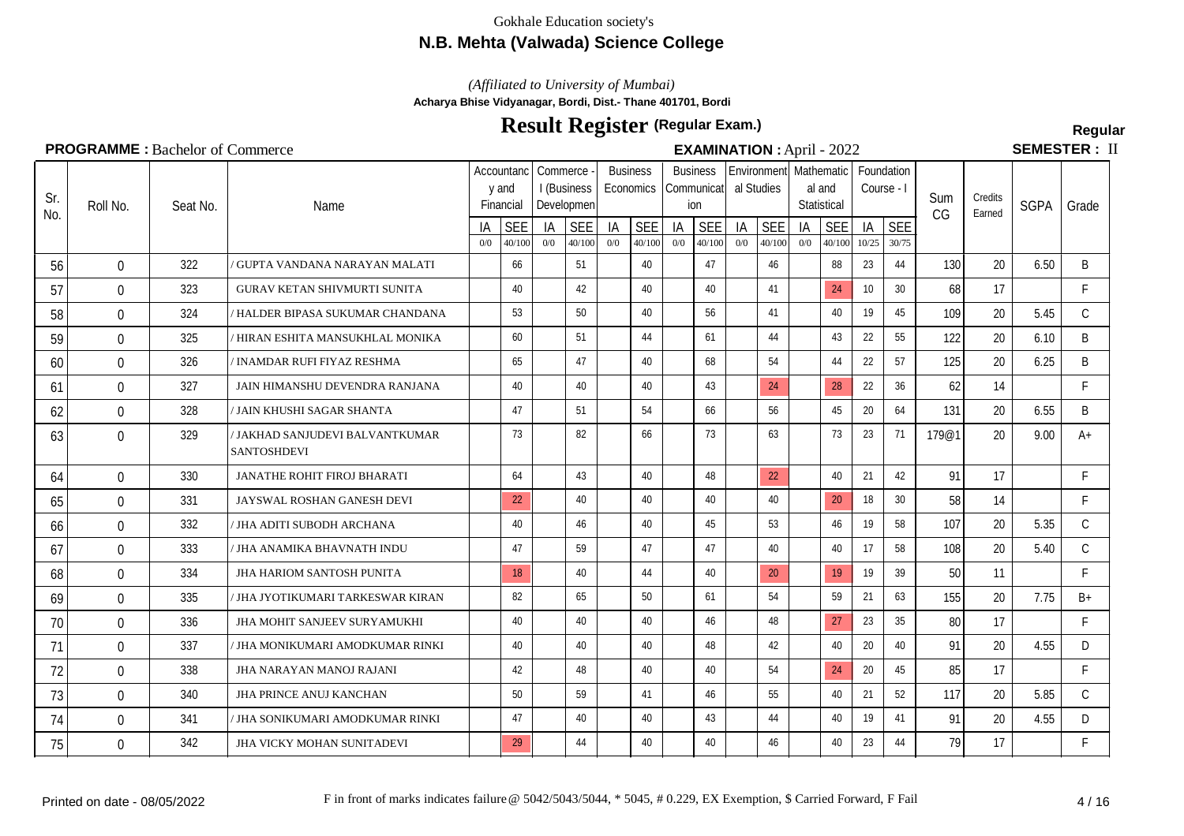Gokhale Education society's

## N.B. Mehta (Valwada) Science College

*(Affiliated to University of Mumbai)*

**Acharya Bhise Vidyanagar, Bordi, Dist.- Thane 401701, Bordi**

# Result Register (Regular Exam.)

**Regular**

**PROGRAMME :** Bachelor of Commerce | **EXAMINATION :** April - 2022 | **SEMESTER :** II

| Sr. No. | Roll No. | Seat No. | Name | Accountancy and Financial | | Commerce - I (Business Developmen | | Business Economics | | Business Communication | | Environmental Studies | | Mathematical and Statistical | | Foundation Course - I | | Sum CG | Credits Earned | SGPA | Grade |
|---|---|---|---|---|---|---|---|---|---|---|---|---|---|---|---|---|---|---|---|---|---|
| | | | | IA 0/0 | SEE 40/100 | IA 0/0 | SEE 40/100 | IA 0/0 | SEE 40/100 | IA 0/0 | SEE 40/100 | IA 0/0 | SEE 40/100 | IA 0/0 | SEE 40/100 | IA 10/25 | SEE 30/75 | | | | |
| 56 | 0 | 322 | / GUPTA VANDANA NARAYAN MALATI | | 66 | | 51 | | 40 | | 47 | | 46 | | 88 | 23 | 44 | 130 | 20 | 6.50 | B |
| 57 | 0 | 323 | GURAV KETAN SHIVMURTI SUNITA | | 40 | | 42 | | 40 | | 40 | | 41 | | 24 | 10 | 30 | 68 | 17 | | F |
| 58 | 0 | 324 | / HALDER BIPASA SUKUMAR CHANDANA | | 53 | | 50 | | 40 | | 56 | | 41 | | 40 | 19 | 45 | 109 | 20 | 5.45 | C |
| 59 | 0 | 325 | / HIRAN ESHITA MANSUKHLAL MONIKA | | 60 | | 51 | | 44 | | 61 | | 44 | | 43 | 22 | 55 | 122 | 20 | 6.10 | B |
| 60 | 0 | 326 | / INAMDAR RUFI FIYAZ RESHMA | | 65 | | 47 | | 40 | | 68 | | 54 | | 44 | 22 | 57 | 125 | 20 | 6.25 | B |
| 61 | 0 | 327 | JAIN HIMANSHU DEVENDRA RANJANA | | 40 | | 40 | | 40 | | 43 | | 24 | | 28 | 22 | 36 | 62 | 14 | | F |
| 62 | 0 | 328 | / JAIN KHUSHI SAGAR SHANTA | | 47 | | 51 | | 54 | | 66 | | 56 | | 45 | 20 | 64 | 131 | 20 | 6.55 | B |
| 63 | 0 | 329 | / JAKHAD SANJUDEVI BALVANTKUMAR SANTOSHDEVI | | 73 | | 82 | | 66 | | 73 | | 63 | | 73 | 23 | 71 | 179@1 | 20 | 9.00 | A+ |
| 64 | 0 | 330 | JANATHE ROHIT FIROJ BHARATI | | 64 | | 43 | | 40 | | 48 | | 22 | | 40 | 21 | 42 | 91 | 17 | | F |
| 65 | 0 | 331 | JAYSWAL ROSHAN GANESH DEVI | | 22 | | 40 | | 40 | | 40 | | 40 | | 20 | 18 | 30 | 58 | 14 | | F |
| 66 | 0 | 332 | / JHA ADITI SUBODH ARCHANA | | 40 | | 46 | | 40 | | 45 | | 53 | | 46 | 19 | 58 | 107 | 20 | 5.35 | C |
| 67 | 0 | 333 | / JHA ANAMIKA BHAVNATH INDU | | 47 | | 59 | | 47 | | 47 | | 40 | | 40 | 17 | 58 | 108 | 20 | 5.40 | C |
| 68 | 0 | 334 | JHA HARIOM SANTOSH PUNITA | | 18 | | 40 | | 44 | | 40 | | 20 | | 19 | 19 | 39 | 50 | 11 | | F |
| 69 | 0 | 335 | / JHA JYOTIKUMARI TARKESWAR KIRAN | | 82 | | 65 | | 50 | | 61 | | 54 | | 59 | 21 | 63 | 155 | 20 | 7.75 | B+ |
| 70 | 0 | 336 | JHA MOHIT SANJEEV SURYAMUKHI | | 40 | | 40 | | 40 | | 46 | | 48 | | 27 | 23 | 35 | 80 | 17 | | F |
| 71 | 0 | 337 | / JHA MONIKUMARI AMODKUMAR RINKI | | 40 | | 40 | | 40 | | 48 | | 42 | | 40 | 20 | 40 | 91 | 20 | 4.55 | D |
| 72 | 0 | 338 | JHA NARAYAN MANOJ RAJANI | | 42 | | 48 | | 40 | | 40 | | 54 | | 24 | 20 | 45 | 85 | 17 | | F |
| 73 | 0 | 340 | JHA PRINCE ANUJ KANCHAN | | 50 | | 59 | | 41 | | 46 | | 55 | | 40 | 21 | 52 | 117 | 20 | 5.85 | C |
| 74 | 0 | 341 | / JHA SONIKUMARI AMODKUMAR RINKI | | 47 | | 40 | | 40 | | 43 | | 44 | | 40 | 19 | 41 | 91 | 20 | 4.55 | D |
| 75 | 0 | 342 | JHA VICKY MOHAN SUNITADEVI | | 29 | | 44 | | 40 | | 40 | | 46 | | 40 | 23 | 44 | 79 | 17 | | F |

Printed on date - 08/05/2022

F in front of marks indicates failure @ 5042/5043/5044, * 5045, # 0.229, EX Exemption, $ Carried Forward, F Fail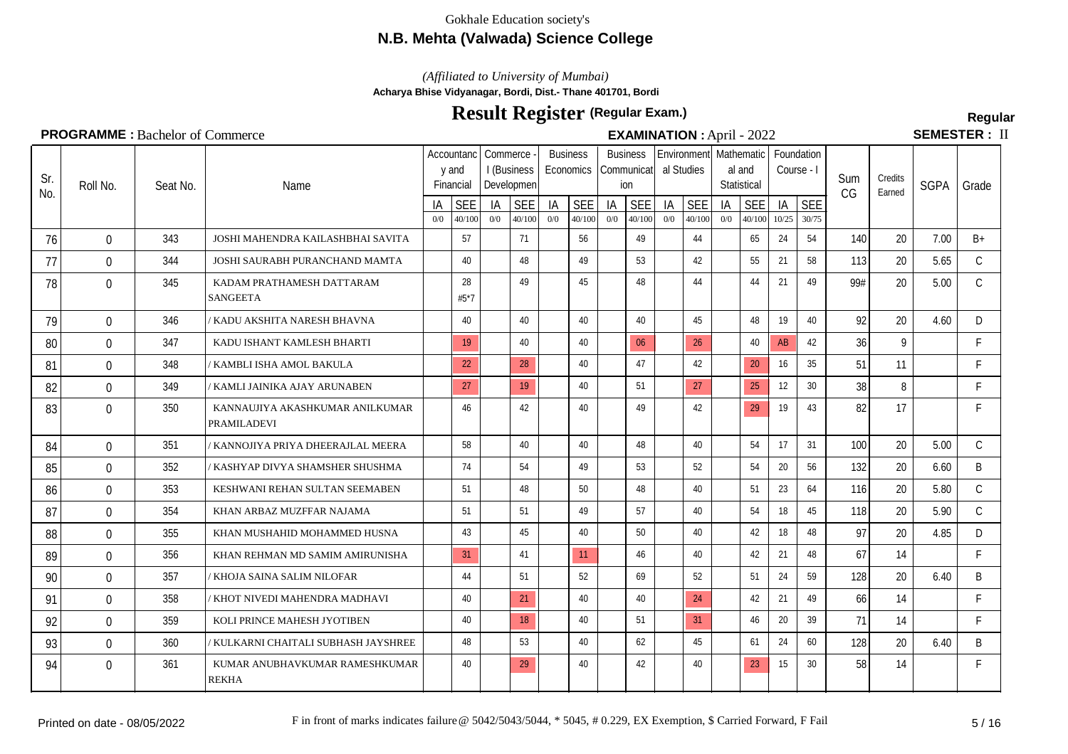Gokhale Education society's

**N.B. Mehta (Valwada) Science College**

*(Affiliated to University of Mumbai)*

**Acharya Bhise Vidyanagar, Bordi, Dist.- Thane 401701, Bordi**

# Result Register (Regular Exam.)

**Regular**

**PROGRAMME :** Bachelor of Commerce **EXAMINATION :** April - 2022 **SEMESTER :** II

| Sr. No. | Roll No. | Seat No. | Name | Accountancy and Financial | | Commerce - I (Business Development) | | Business Economics | | Business Communication | | Environmental Studies | | Mathematical and Statistical | | Foundation Course - I | | Sum CG | Credits Earned | SGPA | Grade |
|---|---|---|---|---|---|---|---|---|---|---|---|---|---|---|---|---|---|---|---|---|---|
| | | | | IA 0/0 | SEE 40/100 | IA 0/0 | SEE 40/100 | IA 0/0 | SEE 40/100 | IA 0/0 | SEE 40/100 | IA 0/0 | SEE 40/100 | IA 0/0 | SEE 40/100 | IA 10/25 | SEE 30/75 | | | | |
| 76 | 0 | 343 | JOSHI MAHENDRA KAILASHBHAI SAVITA | | 57 | | 71 | | 56 | | 49 | | 44 | | 65 | 24 | 54 | 140 | 20 | 7.00 | B+ |
| 77 | 0 | 344 | JOSHI SAURABH PURANCHAND MAMTA | | 40 | | 48 | | 49 | | 53 | | 42 | | 55 | 21 | 58 | 113 | 20 | 5.65 | C |
| 78 | 0 | 345 | KADAM PRATHAMESH DATTARAM SANGEETA | | 28 #5*7 | | 49 | | 45 | | 48 | | 44 | | 44 | 21 | 49 | 99# | 20 | 5.00 | C |
| 79 | 0 | 346 | / KADU AKSHITA NARESH BHAVNA | | 40 | | 40 | | 40 | | 40 | | 45 | | 48 | 19 | 40 | 92 | 20 | 4.60 | D |
| 80 | 0 | 347 | KADU ISHANT KAMLESH BHARTI | | 19 | | 40 | | 40 | | 06 | | 26 | | 40 | AB | 42 | 36 | 9 | | F |
| 81 | 0 | 348 | / KAMBLI ISHA AMOL BAKULA | | 22 | | 28 | | 40 | | 47 | | 42 | | 20 | 16 | 35 | 51 | 11 | | F |
| 82 | 0 | 349 | / KAMLI JAINIKA AJAY ARUNABEN | | 27 | | 19 | | 40 | | 51 | | 27 | | 25 | 12 | 30 | 38 | 8 | | F |
| 83 | 0 | 350 | KANNAUJIYA AKASHKUMAR ANILKUMAR PRAMILADEVI | | 46 | | 42 | | 40 | | 49 | | 42 | | 29 | 19 | 43 | 82 | 17 | | F |
| 84 | 0 | 351 | / KANNOJIYA PRIYA DHEERAJLAL MEERA | | 58 | | 40 | | 40 | | 48 | | 40 | | 54 | 17 | 31 | 100 | 20 | 5.00 | C |
| 85 | 0 | 352 | / KASHYAP DIVYA SHAMSHER SHUSHMA | | 74 | | 54 | | 49 | | 53 | | 52 | | 54 | 20 | 56 | 132 | 20 | 6.60 | B |
| 86 | 0 | 353 | KESHWANI REHAN SULTAN SEEMABEN | | 51 | | 48 | | 50 | | 48 | | 40 | | 51 | 23 | 64 | 116 | 20 | 5.80 | C |
| 87 | 0 | 354 | KHAN ARBAZ MUZFFAR NAJAMA | | 51 | | 51 | | 49 | | 57 | | 40 | | 54 | 18 | 45 | 118 | 20 | 5.90 | C |
| 88 | 0 | 355 | KHAN MUSHAHID MOHAMMED HUSNA | | 43 | | 45 | | 40 | | 50 | | 40 | | 42 | 18 | 48 | 97 | 20 | 4.85 | D |
| 89 | 0 | 356 | KHAN REHMAN MD SAMIM AMIRUNISHA | | 31 | | 41 | | 11 | | 46 | | 40 | | 42 | 21 | 48 | 67 | 14 | | F |
| 90 | 0 | 357 | / KHOJA SAINA SALIM NILOFAR | | 44 | | 51 | | 52 | | 69 | | 52 | | 51 | 24 | 59 | 128 | 20 | 6.40 | B |
| 91 | 0 | 358 | / KHOT NIVEDI MAHENDRA MADHAVI | | 40 | | 21 | | 40 | | 40 | | 24 | | 42 | 21 | 49 | 66 | 14 | | F |
| 92 | 0 | 359 | KOLI PRINCE MAHESH JYOTIBEN | | 40 | | 18 | | 40 | | 51 | | 31 | | 46 | 20 | 39 | 71 | 14 | | F |
| 93 | 0 | 360 | / KULKARNI CHAITALI SUBHASH JAYSHREE | | 48 | | 53 | | 40 | | 62 | | 45 | | 61 | 24 | 60 | 128 | 20 | 6.40 | B |
| 94 | 0 | 361 | KUMAR ANUBHAVKUMAR RAMESHKUMAR REKHA | | 40 | | 29 | | 40 | | 42 | | 40 | | 23 | 15 | 30 | 58 | 14 | | F |

Printed on date - 08/05/2022

F in front of marks indicates failure @ 5042/5043/5044, * 5045, # 0.229, EX Exemption, $ Carried Forward, F Fail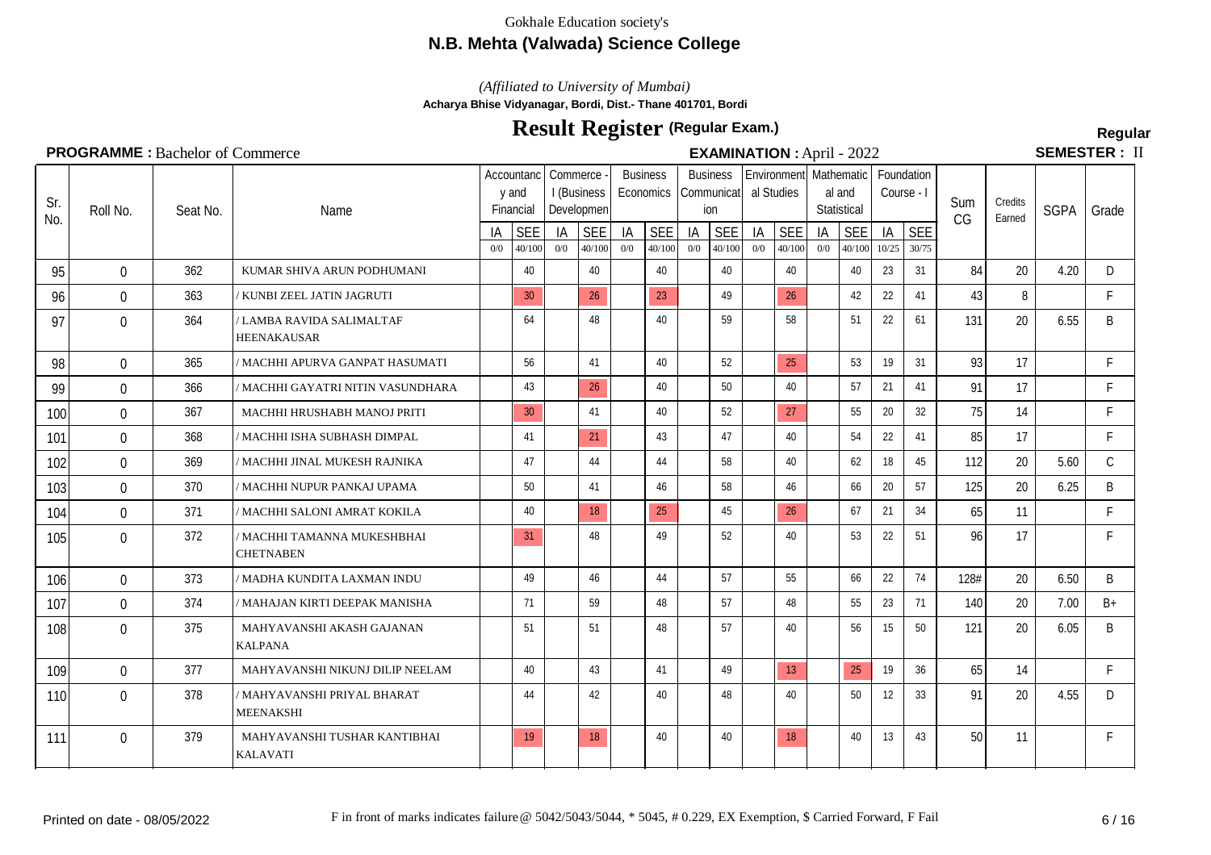Gokhale Education society's

**N.B. Mehta (Valwada) Science College**

*(Affiliated to University of Mumbai)*

**Acharya Bhise Vidyanagar, Bordi, Dist.- Thane 401701, Bordi**

# Result Register (Regular Exam.)

**Regular**

**PROGRAMME :** Bachelor of Commerce **EXAMINATION :** April - 2022 **SEMESTER :** II

| Sr. No. | Roll No. | Seat No. | Name | Accountancy and Financial | | Commerce - I (Business Development) | | Business Economics | | Business Communication | | Environmental Studies | | Mathematical and Statistical | | Foundation Course - I | | Sum CG | Credits Earned | SGPA | Grade |
|---|---|---|---|---|---|---|---|---|---|---|---|---|---|---|---|---|---|---|---|---|---|
| | | | | IA 0/0 | SEE 40/100 | IA 0/0 | SEE 40/100 | IA 0/0 | SEE 40/100 | IA 0/0 | SEE 40/100 | IA 0/0 | SEE 40/100 | IA 0/0 | SEE 40/100 | IA 10/25 | SEE 30/75 | | | | |
| 95 | 0 | 362 | KUMAR SHIVA ARUN PODHUMANI | | 40 | | 40 | | 40 | | 40 | | 40 | | 40 | 23 | 31 | 84 | 20 | 4.20 | D |
| 96 | 0 | 363 | / KUNBI ZEEL JATIN JAGRUTI | | 30 | | 26 | | 23 | | 49 | | 26 | | 42 | 22 | 41 | 43 | 8 | | F |
| 97 | 0 | 364 | / LAMBA RAVIDA SALIMALTAF HEENAKAUSAR | | 64 | | 48 | | 40 | | 59 | | 58 | | 51 | 22 | 61 | 131 | 20 | 6.55 | B |
| 98 | 0 | 365 | / MACHHI APURVA GANPAT HASUMATI | | 56 | | 41 | | 40 | | 52 | | 25 | | 53 | 19 | 31 | 93 | 17 | | F |
| 99 | 0 | 366 | / MACHHI GAYATRI NITIN VASUNDHARA | | 43 | | 26 | | 40 | | 50 | | 40 | | 57 | 21 | 41 | 91 | 17 | | F |
| 100 | 0 | 367 | MACHHI HRUSHABH MANOJ PRITI | | 30 | | 41 | | 40 | | 52 | | 27 | | 55 | 20 | 32 | 75 | 14 | | F |
| 101 | 0 | 368 | / MACHHI ISHA SUBHASH DIMPAL | | 41 | | 21 | | 43 | | 47 | | 40 | | 54 | 22 | 41 | 85 | 17 | | F |
| 102 | 0 | 369 | / MACHHI JINAL MUKESH RAJNIKA | | 47 | | 44 | | 44 | | 58 | | 40 | | 62 | 18 | 45 | 112 | 20 | 5.60 | C |
| 103 | 0 | 370 | / MACHHI NUPUR PANKAJ UPAMA | | 50 | | 41 | | 46 | | 58 | | 46 | | 66 | 20 | 57 | 125 | 20 | 6.25 | B |
| 104 | 0 | 371 | / MACHHI SALONI AMRAT KOKILA | | 40 | | 18 | | 25 | | 45 | | 26 | | 67 | 21 | 34 | 65 | 11 | | F |
| 105 | 0 | 372 | / MACHHI TAMANNA MUKESHBHAI CHETNABEN | | 31 | | 48 | | 49 | | 52 | | 40 | | 53 | 22 | 51 | 96 | 17 | | F |
| 106 | 0 | 373 | / MADHA KUNDITA LAXMAN INDU | | 49 | | 46 | | 44 | | 57 | | 55 | | 66 | 22 | 74 | 128# | 20 | 6.50 | B |
| 107 | 0 | 374 | / MAHAJAN KIRTI DEEPAK MANISHA | | 71 | | 59 | | 48 | | 57 | | 48 | | 55 | 23 | 71 | 140 | 20 | 7.00 | B+ |
| 108 | 0 | 375 | MAHYAVANSHI AKASH GAJANAN KALPANA | | 51 | | 51 | | 48 | | 57 | | 40 | | 56 | 15 | 50 | 121 | 20 | 6.05 | B |
| 109 | 0 | 377 | MAHYAVANSHI NIKUNJ DILIP NEELAM | | 40 | | 43 | | 41 | | 49 | | 13 | | 25 | 19 | 36 | 65 | 14 | | F |
| 110 | 0 | 378 | / MAHYAVANSHI PRIYAL BHARAT MEENAKSHI | | 44 | | 42 | | 40 | | 48 | | 40 | | 50 | 12 | 33 | 91 | 20 | 4.55 | D |
| 111 | 0 | 379 | MAHYAVANSHI TUSHAR KANTIBHAI KALAVATI | | 19 | | 18 | | 40 | | 40 | | 18 | | 40 | 13 | 43 | 50 | 11 | | F |

Printed on date - 08/05/2022

F in front of marks indicates failure @ 5042/5043/5044, * 5045, # 0.229, EX Exemption, $ Carried Forward, F Fail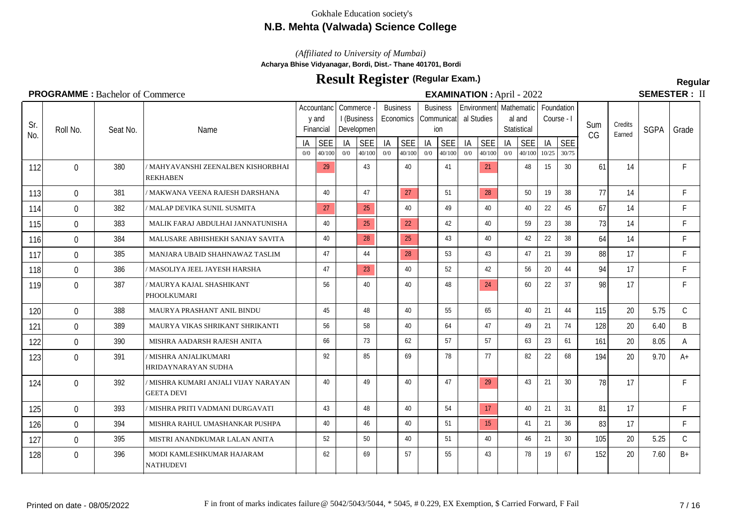Gokhale Education society's

## N.B. Mehta (Valwada) Science College

*(Affiliated to University of Mumbai)*

**Acharya Bhise Vidyanagar, Bordi, Dist.- Thane 401701, Bordi**

# Result Register (Regular Exam.)

**Regular**

**PROGRAMME :** Bachelor of Commerce **EXAMINATION :** April - 2022 **SEMESTER :** II

| Sr. No. | Roll No. | Seat No. | Name | Accountancy and Financial | | Commerce - I (Business Development) | | Business Economics | | Business Communication | | Environmental Studies | | Mathematical and Statistical | | Foundation Course - I | | Sum CG | Credits Earned | SGPA | Grade |
|---|---|---|---|---|---|---|---|---|---|---|---|---|---|---|---|---|---|---|---|---|---|
| | | | | IA 0/0 | SEE 40/100 | IA 0/0 | SEE 40/100 | IA 0/0 | SEE 40/100 | IA 0/0 | SEE 40/100 | IA 0/0 | SEE 40/100 | IA 0/0 | SEE 40/100 | IA 10/25 | SEE 30/75 | | | | |
| 112 | 0 | 380 | / MAHYAVANSHI ZEENALBEN KISHORBHAI REKHABEN | | 29 | | 43 | | 40 | | 41 | | 21 | | 48 | 15 | 30 | 61 | 14 | | F |
| 113 | 0 | 381 | / MAKWANA VEENA RAJESH DARSHANA | | 40 | | 47 | | 27 | | 51 | | 28 | | 50 | 19 | 38 | 77 | 14 | | F |
| 114 | 0 | 382 | / MALAP DEVIKA SUNIL SUSMITA | | 27 | | 25 | | 40 | | 49 | | 40 | | 40 | 22 | 45 | 67 | 14 | | F |
| 115 | 0 | 383 | MALIK FARAJ ABDULHAI JANNATUNISHA | | 40 | | 25 | | 22 | | 42 | | 40 | | 59 | 23 | 38 | 73 | 14 | | F |
| 116 | 0 | 384 | MALUSARE ABHISHEKH SANJAY SAVITA | | 40 | | 28 | | 25 | | 43 | | 40 | | 42 | 22 | 38 | 64 | 14 | | F |
| 117 | 0 | 385 | MANJARA UBAID SHAHNAWAZ TASLIM | | 47 | | 44 | | 28 | | 53 | | 43 | | 47 | 21 | 39 | 88 | 17 | | F |
| 118 | 0 | 386 | / MASOLIYA JEEL JAYESH HARSHA | | 47 | | 23 | | 40 | | 52 | | 42 | | 56 | 20 | 44 | 94 | 17 | | F |
| 119 | 0 | 387 | / MAURYA KAJAL SHASHIKANT PHOOLKUMARI | | 56 | | 40 | | 40 | | 48 | | 24 | | 60 | 22 | 37 | 98 | 17 | | F |
| 120 | 0 | 388 | MAURYA PRASHANT ANIL BINDU | | 45 | | 48 | | 40 | | 55 | | 65 | | 40 | 21 | 44 | 115 | 20 | 5.75 | C |
| 121 | 0 | 389 | MAURYA VIKAS SHRIKANT SHRIKANTI | | 56 | | 58 | | 40 | | 64 | | 47 | | 49 | 21 | 74 | 128 | 20 | 6.40 | B |
| 122 | 0 | 390 | MISHRA AADARSH RAJESH ANITA | | 66 | | 73 | | 62 | | 57 | | 57 | | 63 | 23 | 61 | 161 | 20 | 8.05 | A |
| 123 | 0 | 391 | / MISHRA ANJALIKUMARI HRIDAYNARAYAN SUDHA | | 92 | | 85 | | 69 | | 78 | | 77 | | 82 | 22 | 68 | 194 | 20 | 9.70 | A+ |
| 124 | 0 | 392 | / MISHRA KUMARI ANJALI VIJAY NARAYAN GEETA DEVI | | 40 | | 49 | | 40 | | 47 | | 29 | | 43 | 21 | 30 | 78 | 17 | | F |
| 125 | 0 | 393 | / MISHRA PRITI VADMANI DURGAVATI | | 43 | | 48 | | 40 | | 54 | | 17 | | 40 | 21 | 31 | 81 | 17 | | F |
| 126 | 0 | 394 | MISHRA RAHUL UMASHANKAR PUSHPA | | 40 | | 46 | | 40 | | 51 | | 15 | | 41 | 21 | 36 | 83 | 17 | | F |
| 127 | 0 | 395 | MISTRI ANANDKUMAR LALAN ANITA | | 52 | | 50 | | 40 | | 51 | | 40 | | 46 | 21 | 30 | 105 | 20 | 5.25 | C |
| 128 | 0 | 396 | MODI KAMLESHKUMAR HAJARAM NATHUDEVI | | 62 | | 69 | | 57 | | 55 | | 43 | | 78 | 19 | 67 | 152 | 20 | 7.60 | B+ |

Printed on date - 08/05/2022

F in front of marks indicates failure @ 5042/5043/5044, * 5045, # 0.229, EX Exemption, $ Carried Forward, F Fail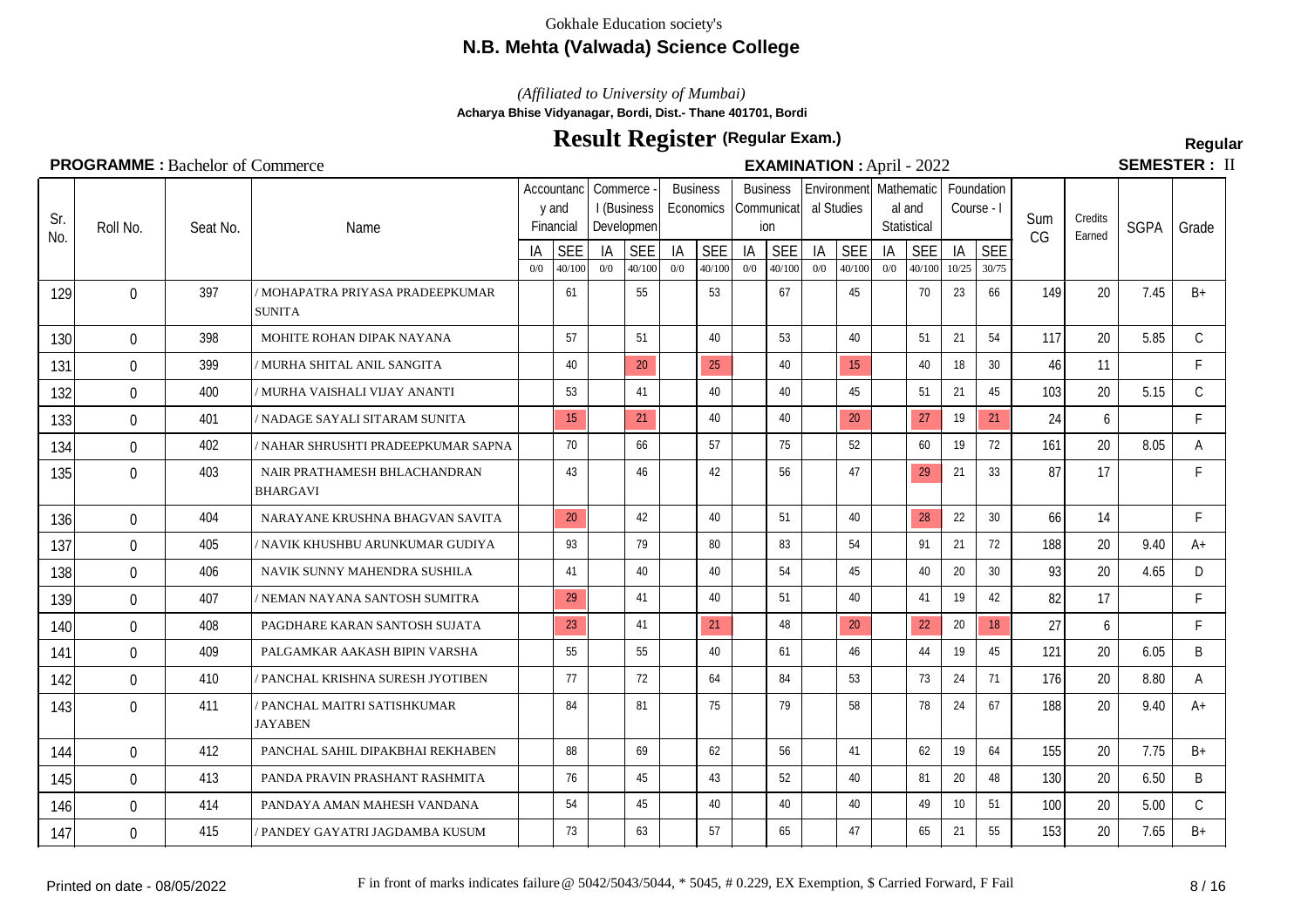Gokhale Education society's

**N.B. Mehta (Valwada) Science College**

*(Affiliated to University of Mumbai)*

**Acharya Bhise Vidyanagar, Bordi, Dist.- Thane 401701, Bordi**

# Result Register (Regular Exam.)

**Regular**

**PROGRAMME :** Bachelor of Commerce **EXAMINATION :** April - 2022 **SEMESTER :** II

| Sr. No. | Roll No. | Seat No. | Name | Accountancy and Financial | | Commerce - I (Business Development) | | Business Economics | | Business Communication | | Environmental Studies | | Mathematical and Statistical | | Foundation Course - I | | Sum CG | Credits Earned | SGPA | Grade |
|---|---|---|---|---|---|---|---|---|---|---|---|---|---|---|---|---|---|---|---|---|---|
| | | | | IA 0/0 | SEE 40/100 | IA 0/0 | SEE 40/100 | IA 0/0 | SEE 40/100 | IA 0/0 | SEE 40/100 | IA 0/0 | SEE 40/100 | IA 0/0 | SEE 40/100 | IA 10/25 | SEE 30/75 | | | | |
| 129 | 0 | 397 | / MOHAPATRA PRIYASA PRADEEPKUMAR SUNITA | | 61 | | 55 | | 53 | | 67 | | 45 | | 70 | 23 | 66 | 149 | 20 | 7.45 | B+ |
| 130 | 0 | 398 | MOHITE ROHAN DIPAK NAYANA | | 57 | | 51 | | 40 | | 53 | | 40 | | 51 | 21 | 54 | 117 | 20 | 5.85 | C |
| 131 | 0 | 399 | / MURHA SHITAL ANIL SANGITA | | 40 | | 20 | | 25 | | 40 | | 15 | | 40 | 18 | 30 | 46 | 11 | | F |
| 132 | 0 | 400 | / MURHA VAISHALI VIJAY ANANTI | | 53 | | 41 | | 40 | | 40 | | 45 | | 51 | 21 | 45 | 103 | 20 | 5.15 | C |
| 133 | 0 | 401 | / NADAGE SAYALI SITARAM SUNITA | | 15 | | 21 | | 40 | | 40 | | 20 | | 27 | 19 | 21 | 24 | 6 | | F |
| 134 | 0 | 402 | / NAHAR SHRUSHTI PRADEEPKUMAR SAPNA | | 70 | | 66 | | 57 | | 75 | | 52 | | 60 | 19 | 72 | 161 | 20 | 8.05 | A |
| 135 | 0 | 403 | NAIR PRATHAMESH BHLACHANDRAN BHARGAVI | | 43 | | 46 | | 42 | | 56 | | 47 | | 29 | 21 | 33 | 87 | 17 | | F |
| 136 | 0 | 404 | NARAYANE KRUSHNA BHAGVAN SAVITA | | 20 | | 42 | | 40 | | 51 | | 40 | | 28 | 22 | 30 | 66 | 14 | | F |
| 137 | 0 | 405 | / NAVIK KHUSHBU ARUNKUMAR GUDIYA | | 93 | | 79 | | 80 | | 83 | | 54 | | 91 | 21 | 72 | 188 | 20 | 9.40 | A+ |
| 138 | 0 | 406 | NAVIK SUNNY MAHENDRA SUSHILA | | 41 | | 40 | | 40 | | 54 | | 45 | | 40 | 20 | 30 | 93 | 20 | 4.65 | D |
| 139 | 0 | 407 | / NEMAN NAYANA SANTOSH SUMITRA | | 29 | | 41 | | 40 | | 51 | | 40 | | 41 | 19 | 42 | 82 | 17 | | F |
| 140 | 0 | 408 | PAGDHARE KARAN SANTOSH SUJATA | | 23 | | 41 | | 21 | | 48 | | 20 | | 22 | 20 | 18 | 27 | 6 | | F |
| 141 | 0 | 409 | PALGAMKAR AAKASH BIPIN VARSHA | | 55 | | 55 | | 40 | | 61 | | 46 | | 44 | 19 | 45 | 121 | 20 | 6.05 | B |
| 142 | 0 | 410 | / PANCHAL KRISHNA SURESH JYOTIBEN | | 77 | | 72 | | 64 | | 84 | | 53 | | 73 | 24 | 71 | 176 | 20 | 8.80 | A |
| 143 | 0 | 411 | / PANCHAL MAITRI SATISHKUMAR JAYABEN | | 84 | | 81 | | 75 | | 79 | | 58 | | 78 | 24 | 67 | 188 | 20 | 9.40 | A+ |
| 144 | 0 | 412 | PANCHAL SAHIL DIPAKBHAI REKHABEN | | 88 | | 69 | | 62 | | 56 | | 41 | | 62 | 19 | 64 | 155 | 20 | 7.75 | B+ |
| 145 | 0 | 413 | PANDA PRAVIN PRASHANT RASHMITA | | 76 | | 45 | | 43 | | 52 | | 40 | | 81 | 20 | 48 | 130 | 20 | 6.50 | B |
| 146 | 0 | 414 | PANDAYA AMAN MAHESH VANDANA | | 54 | | 45 | | 40 | | 40 | | 40 | | 49 | 10 | 51 | 100 | 20 | 5.00 | C |
| 147 | 0 | 415 | / PANDEY GAYATRI JAGDAMBA KUSUM | | 73 | | 63 | | 57 | | 65 | | 47 | | 65 | 21 | 55 | 153 | 20 | 7.65 | B+ |

Printed on date - 08/05/2022

F in front of marks indicates failure @ 5042/5043/5044, * 5045, # 0.229, EX Exemption, $ Carried Forward, F Fail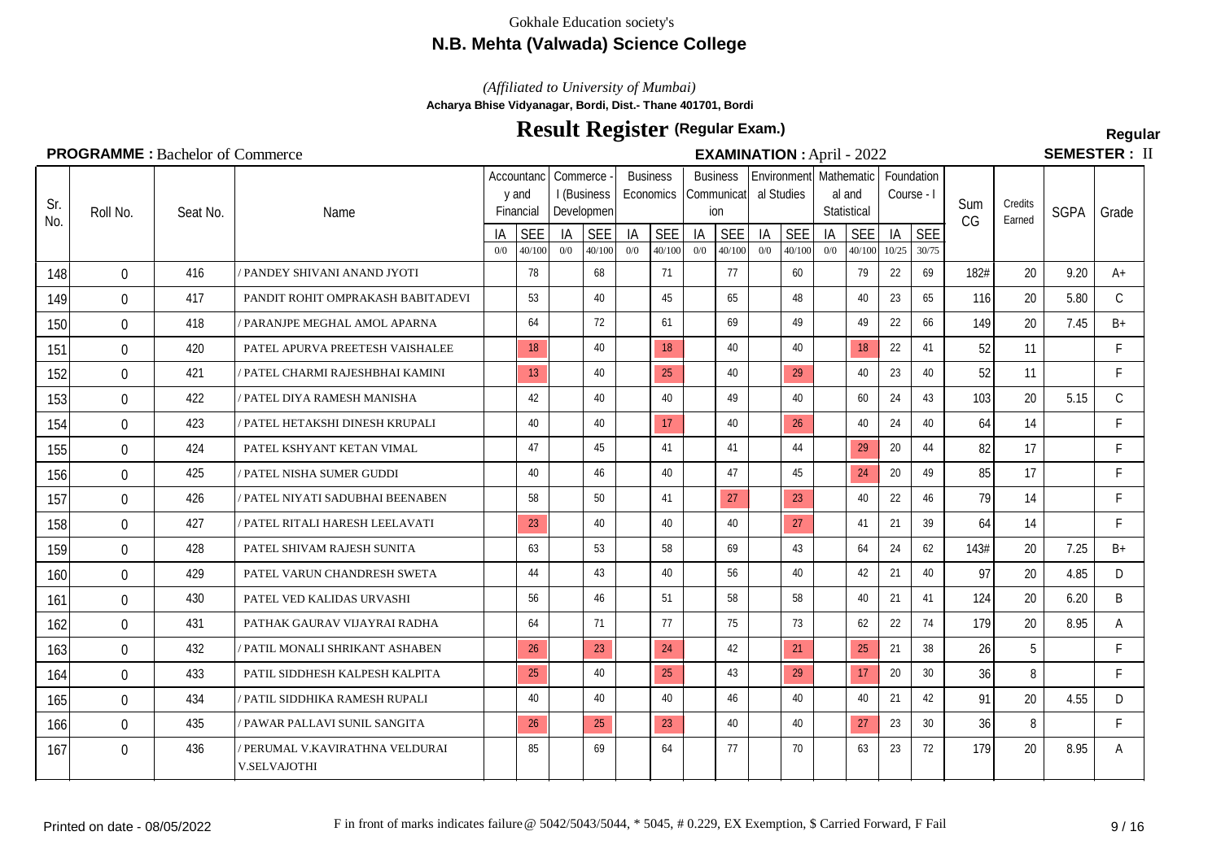Gokhale Education society's

## N.B. Mehta (Valwada) Science College

*(Affiliated to University of Mumbai)*

**Acharya Bhise Vidyanagar, Bordi, Dist.- Thane 401701, Bordi**

# Result Register (Regular Exam.)

**Regular**

**PROGRAMME :** Bachelor of Commerce

**EXAMINATION :** April - 2022

**SEMESTER :** II

| Sr. No. | Roll No. | Seat No. | Name | Accountancy and Financial | | Commerce - I (Business Development) | | Business Economics | | Business Communication | | Environmental Studies | | Mathematical and Statistical | | Foundation Course - I | | Sum CG | Credits Earned | SGPA | Grade |
|---|---|---|---|---|---|---|---|---|---|---|---|---|---|---|---|---|---|---|---|---|---|
| | | | | IA 0/0 | SEE 40/100 | IA 0/0 | SEE 40/100 | IA 0/0 | SEE 40/100 | IA 0/0 | SEE 40/100 | IA 0/0 | SEE 40/100 | IA 0/0 | SEE 40/100 | IA 10/25 | SEE 30/75 | | | | |
| 148 | 0 | 416 | / PANDEY SHIVANI ANAND JYOTI | | 78 | | 68 | | 71 | | 77 | | 60 | | 79 | 22 | 69 | 182# | 20 | 9.20 | A+ |
| 149 | 0 | 417 | PANDIT ROHIT OMPRAKASH BABITADEVI | | 53 | | 40 | | 45 | | 65 | | 48 | | 40 | 23 | 65 | 116 | 20 | 5.80 | C |
| 150 | 0 | 418 | / PARANJPE MEGHAL AMOL APARNA | | 64 | | 72 | | 61 | | 69 | | 49 | | 49 | 22 | 66 | 149 | 20 | 7.45 | B+ |
| 151 | 0 | 420 | PATEL APURVA PREETESH VAISHALEE | | 18 | | 40 | | 18 | | 40 | | 40 | | 18 | 22 | 41 | 52 | 11 | | F |
| 152 | 0 | 421 | / PATEL CHARMI RAJESHBHAI KAMINI | | 13 | | 40 | | 25 | | 40 | | 29 | | 40 | 23 | 40 | 52 | 11 | | F |
| 153 | 0 | 422 | / PATEL DIYA RAMESH MANISHA | | 42 | | 40 | | 40 | | 49 | | 40 | | 60 | 24 | 43 | 103 | 20 | 5.15 | C |
| 154 | 0 | 423 | / PATEL HETAKSHI DINESH KRUPALI | | 40 | | 40 | | 17 | | 40 | | 26 | | 40 | 24 | 40 | 64 | 14 | | F |
| 155 | 0 | 424 | PATEL KSHYANT KETAN VIMAL | | 47 | | 45 | | 41 | | 41 | | 44 | | 29 | 20 | 44 | 82 | 17 | | F |
| 156 | 0 | 425 | / PATEL NISHA SUMER GUDDI | | 40 | | 46 | | 40 | | 47 | | 45 | | 24 | 20 | 49 | 85 | 17 | | F |
| 157 | 0 | 426 | / PATEL NIYATI SADUBHAI BEENABEN | | 58 | | 50 | | 41 | | 27 | | 23 | | 40 | 22 | 46 | 79 | 14 | | F |
| 158 | 0 | 427 | / PATEL RITALI HARESH LEELAVATI | | 23 | | 40 | | 40 | | 40 | | 27 | | 41 | 21 | 39 | 64 | 14 | | F |
| 159 | 0 | 428 | PATEL SHIVAM RAJESH SUNITA | | 63 | | 53 | | 58 | | 69 | | 43 | | 64 | 24 | 62 | 143# | 20 | 7.25 | B+ |
| 160 | 0 | 429 | PATEL VARUN CHANDRESH SWETA | | 44 | | 43 | | 40 | | 56 | | 40 | | 42 | 21 | 40 | 97 | 20 | 4.85 | D |
| 161 | 0 | 430 | PATEL VED KALIDAS URVASHI | | 56 | | 46 | | 51 | | 58 | | 58 | | 40 | 21 | 41 | 124 | 20 | 6.20 | B |
| 162 | 0 | 431 | PATHAK GAURAV VIJAYRAI RADHA | | 64 | | 71 | | 77 | | 75 | | 73 | | 62 | 22 | 74 | 179 | 20 | 8.95 | A |
| 163 | 0 | 432 | / PATIL MONALI SHRIKANT ASHABEN | | 26 | | 23 | | 24 | | 42 | | 21 | | 25 | 21 | 38 | 26 | 5 | | F |
| 164 | 0 | 433 | PATIL SIDDHESH KALPESH KALPITA | | 25 | | 40 | | 25 | | 43 | | 29 | | 17 | 20 | 30 | 36 | 8 | | F |
| 165 | 0 | 434 | / PATIL SIDDHIKA RAMESH RUPALI | | 40 | | 40 | | 40 | | 46 | | 40 | | 40 | 21 | 42 | 91 | 20 | 4.55 | D |
| 166 | 0 | 435 | / PAWAR PALLAVI SUNIL SANGITA | | 26 | | 25 | | 23 | | 40 | | 40 | | 27 | 23 | 30 | 36 | 8 | | F |
| 167 | 0 | 436 | / PERUMAL V.KAVIRATHNA VELDURAI V.SELVAJOTHI | | 85 | | 69 | | 64 | | 77 | | 70 | | 63 | 23 | 72 | 179 | 20 | 8.95 | A |

Printed on date - 08/05/2022

F in front of marks indicates failure @ 5042/5043/5044, * 5045, # 0.229, EX Exemption, $ Carried Forward, F Fail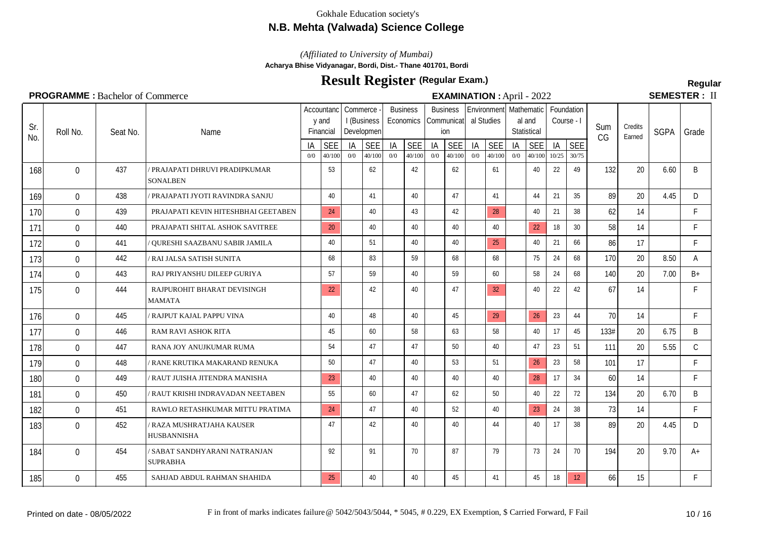Gokhale Education society's

# N.B. Mehta (Valwada) Science College

*(Affiliated to University of Mumbai)*

**Acharya Bhise Vidyanagar, Bordi, Dist.- Thane 401701, Bordi**

## Result Register (Regular Exam.)

**Regular**

**PROGRAMME :** Bachelor of Commerce **EXAMINATION :** April - 2022 **SEMESTER :** II

| Sr. No. | Roll No. | Seat No. | Name | Accountancy and Financial | | Commerce - I (Business Development) | | Business Economics | | Business Communication | | Environmental Studies | | Mathematical and Statistical | | Foundation Course - I | | Sum CG | Credits Earned | SGPA | Grade |
|---|---|---|---|---|---|---|---|---|---|---|---|---|---|---|---|---|---|---|---|---|---|
| | | | | IA 0/0 | SEE 40/100 | IA 0/0 | SEE 40/100 | IA 0/0 | SEE 40/100 | IA 0/0 | SEE 40/100 | IA 0/0 | SEE 40/100 | IA 0/0 | SEE 40/100 | IA 10/25 | SEE 30/75 | | | | |
| 168 | 0 | 437 | / PRAJAPATI DHRUVI PRADIPKUMAR SONALBEN | | 53 | | 62 | | 42 | | 62 | | 61 | | 40 | 22 | 49 | 132 | 20 | 6.60 | B |
| 169 | 0 | 438 | / PRAJAPATI JYOTI RAVINDRA SANJU | | 40 | | 41 | | 40 | | 47 | | 41 | | 44 | 21 | 35 | 89 | 20 | 4.45 | D |
| 170 | 0 | 439 | PRAJAPATI KEVIN HITESHBHAI GEETABEN | | 24 | | 40 | | 43 | | 42 | | 28 | | 40 | 21 | 38 | 62 | 14 | | F |
| 171 | 0 | 440 | PRAJAPATI SHITAL ASHOK SAVITREE | | 20 | | 40 | | 40 | | 40 | | 40 | | 22 | 18 | 30 | 58 | 14 | | F |
| 172 | 0 | 441 | / QURESHI SAAZBANU SABIR JAMILA | | 40 | | 51 | | 40 | | 40 | | 25 | | 40 | 21 | 66 | 86 | 17 | | F |
| 173 | 0 | 442 | / RAI JALSA SATISH SUNITA | | 68 | | 83 | | 59 | | 68 | | 68 | | 75 | 24 | 68 | 170 | 20 | 8.50 | A |
| 174 | 0 | 443 | RAJ PRIYANSHU DILEEP GURIYA | | 57 | | 59 | | 40 | | 59 | | 60 | | 58 | 24 | 68 | 140 | 20 | 7.00 | B+ |
| 175 | 0 | 444 | RAJPUROHIT BHARAT DEVISINGH MAMATA | | 22 | | 42 | | 40 | | 47 | | 32 | | 40 | 22 | 42 | 67 | 14 | | F |
| 176 | 0 | 445 | / RAJPUT KAJAL PAPPU VINA | | 40 | | 48 | | 40 | | 45 | | 29 | | 26 | 23 | 44 | 70 | 14 | | F |
| 177 | 0 | 446 | RAM RAVI ASHOK RITA | | 45 | | 60 | | 58 | | 63 | | 58 | | 40 | 17 | 45 | 133# | 20 | 6.75 | B |
| 178 | 0 | 447 | RANA JOY ANUJKUMAR RUMA | | 54 | | 47 | | 47 | | 50 | | 40 | | 47 | 23 | 51 | 111 | 20 | 5.55 | C |
| 179 | 0 | 448 | / RANE KRUTIKA MAKARAND RENUKA | | 50 | | 47 | | 40 | | 53 | | 51 | | 26 | 23 | 58 | 101 | 17 | | F |
| 180 | 0 | 449 | / RAUT JUISHA JITENDRA MANISHA | | 23 | | 40 | | 40 | | 40 | | 40 | | 28 | 17 | 34 | 60 | 14 | | F |
| 181 | 0 | 450 | / RAUT KRISHI INDRAVADAN NEETABEN | | 55 | | 60 | | 47 | | 62 | | 50 | | 40 | 22 | 72 | 134 | 20 | 6.70 | B |
| 182 | 0 | 451 | RAWLO RETASHKUMAR MITTU PRATIMA | | 24 | | 47 | | 40 | | 52 | | 40 | | 23 | 24 | 38 | 73 | 14 | | F |
| 183 | 0 | 452 | / RAZA MUSHRATJAHA KAUSER HUSBANNISHA | | 47 | | 42 | | 40 | | 40 | | 44 | | 40 | 17 | 38 | 89 | 20 | 4.45 | D |
| 184 | 0 | 454 | / SABAT SANDHYARANI NATRANJAN SUPRABHA | | 92 | | 91 | | 70 | | 87 | | 79 | | 73 | 24 | 70 | 194 | 20 | 9.70 | A+ |
| 185 | 0 | 455 | SAHJAD ABDUL RAHMAN SHAHIDA | | 25 | | 40 | | 40 | | 45 | | 41 | | 45 | 18 | 12 | 66 | 15 | | F |

Printed on date - 08/05/2022

F in front of marks indicates failure @ 5042/5043/5044, * 5045, # 0.229, EX Exemption, $ Carried Forward, F Fail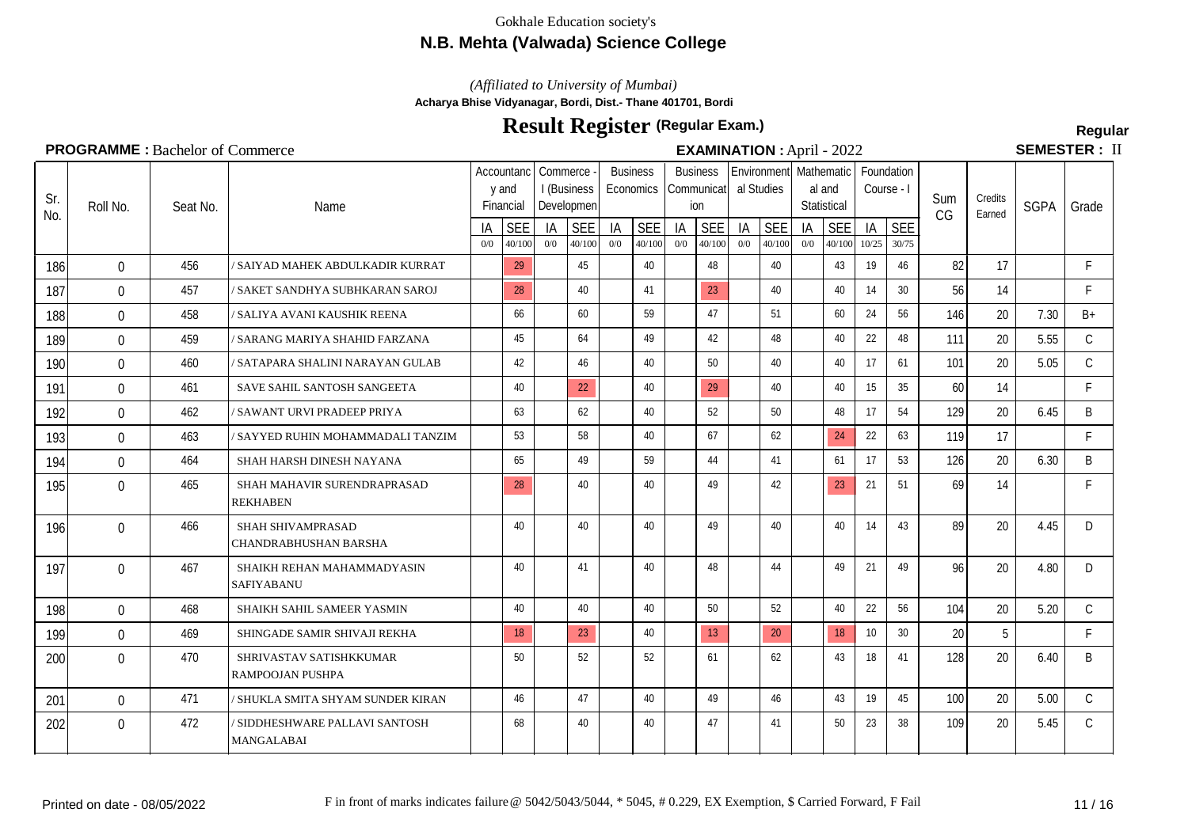Gokhale Education society's

## N.B. Mehta (Valwada) Science College

*(Affiliated to University of Mumbai)*

**Acharya Bhise Vidyanagar, Bordi, Dist.- Thane 401701, Bordi**

# Result Register (Regular Exam.)

**Regular**

**PROGRAMME :** Bachelor of Commerce **EXAMINATION :** April - 2022 **SEMESTER :** II

| Sr. No. | Roll No. | Seat No. | Name | Accountancy and Financial | | Commerce - I (Business Development) | | Business Economics | | Business Communication | | Environmental Studies | | Mathematical and Statistical | | Foundation Course - I | | Sum CG | Credits Earned | SGPA | Grade |
|---|---|---|---|---|---|---|---|---|---|---|---|---|---|---|---|---|---|---|---|---|---|
| | | | | IA 0/0 | SEE 40/100 | IA 0/0 | SEE 40/100 | IA 0/0 | SEE 40/100 | IA 0/0 | SEE 40/100 | IA 0/0 | SEE 40/100 | IA 0/0 | SEE 40/100 | IA 10/25 | SEE 30/75 | | | | |
| 186 | 0 | 456 | / SAIYAD MAHEK ABDULKADIR KURRAT | | 29 | | 45 | | 40 | | 48 | | 40 | | 43 | 19 | 46 | 82 | 17 | | F |
| 187 | 0 | 457 | / SAKET SANDHYA SUBHKARAN SAROJ | | 28 | | 40 | | 41 | | 23 | | 40 | | 40 | 14 | 30 | 56 | 14 | | F |
| 188 | 0 | 458 | / SALIYA AVANI KAUSHIK REENA | | 66 | | 60 | | 59 | | 47 | | 51 | | 60 | 24 | 56 | 146 | 20 | 7.30 | B+ |
| 189 | 0 | 459 | / SARANG MARIYA SHAHID FARZANA | | 45 | | 64 | | 49 | | 42 | | 48 | | 40 | 22 | 48 | 111 | 20 | 5.55 | C |
| 190 | 0 | 460 | / SATAPARA SHALINI NARAYAN GULAB | | 42 | | 46 | | 40 | | 50 | | 40 | | 40 | 17 | 61 | 101 | 20 | 5.05 | C |
| 191 | 0 | 461 | SAVE SAHIL SANTOSH SANGEETA | | 40 | | 22 | | 40 | | 29 | | 40 | | 40 | 15 | 35 | 60 | 14 | | F |
| 192 | 0 | 462 | / SAWANT URVI PRADEEP PRIYA | | 63 | | 62 | | 40 | | 52 | | 50 | | 48 | 17 | 54 | 129 | 20 | 6.45 | B |
| 193 | 0 | 463 | / SAYYED RUHIN MOHAMMADALI TANZIM | | 53 | | 58 | | 40 | | 67 | | 62 | | 24 | 22 | 63 | 119 | 17 | | F |
| 194 | 0 | 464 | SHAH HARSH DINESH NAYANA | | 65 | | 49 | | 59 | | 44 | | 41 | | 61 | 17 | 53 | 126 | 20 | 6.30 | B |
| 195 | 0 | 465 | SHAH MAHAVIR SURENDRAPRASAD REKHABEN | | 28 | | 40 | | 40 | | 49 | | 42 | | 23 | 21 | 51 | 69 | 14 | | F |
| 196 | 0 | 466 | SHAH SHIVAMPRASAD CHANDRABHUSHAN BARSHA | | 40 | | 40 | | 40 | | 49 | | 40 | | 40 | 14 | 43 | 89 | 20 | 4.45 | D |
| 197 | 0 | 467 | SHAIKH REHAN MAHAMMADYASIN SAFIYABANU | | 40 | | 41 | | 40 | | 48 | | 44 | | 49 | 21 | 49 | 96 | 20 | 4.80 | D |
| 198 | 0 | 468 | SHAIKH SAHIL SAMEER YASMIN | | 40 | | 40 | | 40 | | 50 | | 52 | | 40 | 22 | 56 | 104 | 20 | 5.20 | C |
| 199 | 0 | 469 | SHINGADE SAMIR SHIVAJI REKHA | | 18 | | 23 | | 40 | | 13 | | 20 | | 18 | 10 | 30 | 20 | 5 | | F |
| 200 | 0 | 470 | SHRIVASTAV SATISHKKUMAR RAMPOOJAN PUSHPA | | 50 | | 52 | | 52 | | 61 | | 62 | | 43 | 18 | 41 | 128 | 20 | 6.40 | B |
| 201 | 0 | 471 | / SHUKLA SMITA SHYAM SUNDER KIRAN | | 46 | | 47 | | 40 | | 49 | | 46 | | 43 | 19 | 45 | 100 | 20 | 5.00 | C |
| 202 | 0 | 472 | / SIDDHESHWARE PALLAVI SANTOSH MANGALABAI | | 68 | | 40 | | 40 | | 47 | | 41 | | 50 | 23 | 38 | 109 | 20 | 5.45 | C |

Printed on date - 08/05/2022

F in front of marks indicates failure @ 5042/5043/5044, * 5045, # 0.229, EX Exemption, $ Carried Forward, F Fail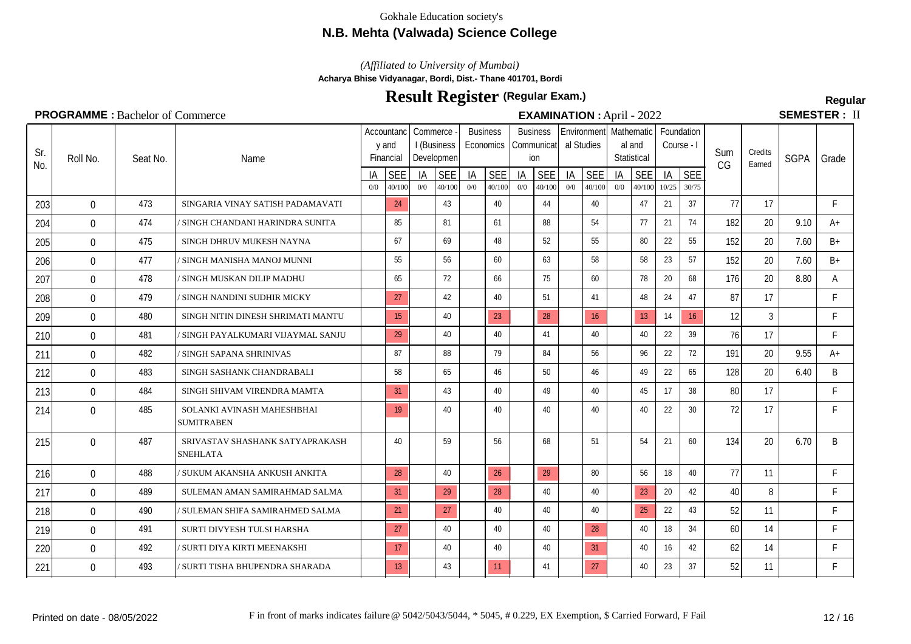Gokhale Education society's

## N.B. Mehta (Valwada) Science College

*(Affiliated to University of Mumbai)*

**Acharya Bhise Vidyanagar, Bordi, Dist.- Thane 401701, Bordi**

# Result Register (Regular Exam.)

**Regular**

**PROGRAMME :** Bachelor of Commerce **EXAMINATION :** April - 2022 **SEMESTER :** II

| Sr. No. | Roll No. | Seat No. | Name | Accountancy and Financial | | Commerce - I (Business Development) | | Business Economics | | Business Communication | | Environmental Studies | | Mathematical and Statistical | | Foundation Course - I | | Sum CG | Credits Earned | SGPA | Grade |
|---|---|---|---|---|---|---|---|---|---|---|---|---|---|---|---|---|---|---|---|---|---|
| | | | | IA 0/0 | SEE 40/100 | IA 0/0 | SEE 40/100 | IA 0/0 | SEE 40/100 | IA 0/0 | SEE 40/100 | IA 0/0 | SEE 40/100 | IA 0/0 | SEE 40/100 | IA 10/25 | SEE 30/75 | | | | |
| 203 | 0 | 473 | SINGARIA VINAY SATISH PADAMAVATI | | 24 | | 43 | | 40 | | 44 | | 40 | | 47 | 21 | 37 | 77 | 17 | | F |
| 204 | 0 | 474 | / SINGH CHANDANI HARINDRA SUNITA | | 85 | | 81 | | 61 | | 88 | | 54 | | 77 | 21 | 74 | 182 | 20 | 9.10 | A+ |
| 205 | 0 | 475 | SINGH DHRUV MUKESH NAYNA | | 67 | | 69 | | 48 | | 52 | | 55 | | 80 | 22 | 55 | 152 | 20 | 7.60 | B+ |
| 206 | 0 | 477 | / SINGH MANISHA MANOJ MUNNI | | 55 | | 56 | | 60 | | 63 | | 58 | | 58 | 23 | 57 | 152 | 20 | 7.60 | B+ |
| 207 | 0 | 478 | / SINGH MUSKAN DILIP MADHU | | 65 | | 72 | | 66 | | 75 | | 60 | | 78 | 20 | 68 | 176 | 20 | 8.80 | A |
| 208 | 0 | 479 | / SINGH NANDINI SUDHIR MICKY | | 27 | | 42 | | 40 | | 51 | | 41 | | 48 | 24 | 47 | 87 | 17 | | F |
| 209 | 0 | 480 | SINGH NITIN DINESH SHRIMATI MANTU | | 15 | | 40 | | 23 | | 28 | | 16 | | 13 | 14 | 16 | 12 | 3 | | F |
| 210 | 0 | 481 | / SINGH PAYALKUMARI VIJAYMAL SANJU | | 29 | | 40 | | 40 | | 41 | | 40 | | 40 | 22 | 39 | 76 | 17 | | F |
| 211 | 0 | 482 | / SINGH SAPANA SHRINIVAS | | 87 | | 88 | | 79 | | 84 | | 56 | | 96 | 22 | 72 | 191 | 20 | 9.55 | A+ |
| 212 | 0 | 483 | SINGH SASHANK CHANDRABALI | | 58 | | 65 | | 46 | | 50 | | 46 | | 49 | 22 | 65 | 128 | 20 | 6.40 | B |
| 213 | 0 | 484 | SINGH SHIVAM VIRENDRA MAMTA | | 31 | | 43 | | 40 | | 49 | | 40 | | 45 | 17 | 38 | 80 | 17 | | F |
| 214 | 0 | 485 | SOLANKI AVINASH MAHESHBHAI SUMITRABEN | | 19 | | 40 | | 40 | | 40 | | 40 | | 40 | 22 | 30 | 72 | 17 | | F |
| 215 | 0 | 487 | SRIVASTAV SHASHANK SATYAPRAKASH SNEHLATA | | 40 | | 59 | | 56 | | 68 | | 51 | | 54 | 21 | 60 | 134 | 20 | 6.70 | B |
| 216 | 0 | 488 | / SUKUM AKANSHA ANKUSH ANKITA | | 28 | | 40 | | 26 | | 29 | | 80 | | 56 | 18 | 40 | 77 | 11 | | F |
| 217 | 0 | 489 | SULEMAN AMAN SAMIRAHMAD SALMA | | 31 | | 29 | | 28 | | 40 | | 40 | | 23 | 20 | 42 | 40 | 8 | | F |
| 218 | 0 | 490 | / SULEMAN SHIFA SAMIRAHMED SALMA | | 21 | | 27 | | 40 | | 40 | | 40 | | 25 | 22 | 43 | 52 | 11 | | F |
| 219 | 0 | 491 | SURTI DIVYESH TULSI HARSHA | | 27 | | 40 | | 40 | | 40 | | 28 | | 40 | 18 | 34 | 60 | 14 | | F |
| 220 | 0 | 492 | / SURTI DIYA KIRTI MEENAKSHI | | 17 | | 40 | | 40 | | 40 | | 31 | | 40 | 16 | 42 | 62 | 14 | | F |
| 221 | 0 | 493 | / SURTI TISHA BHUPENDRA SHARADA | | 13 | | 43 | | 11 | | 41 | | 27 | | 40 | 23 | 37 | 52 | 11 | | F |

Printed on date - 08/05/2022

F in front of marks indicates failure @ 5042/5043/5044, * 5045, # 0.229, EX Exemption, $ Carried Forward, F Fail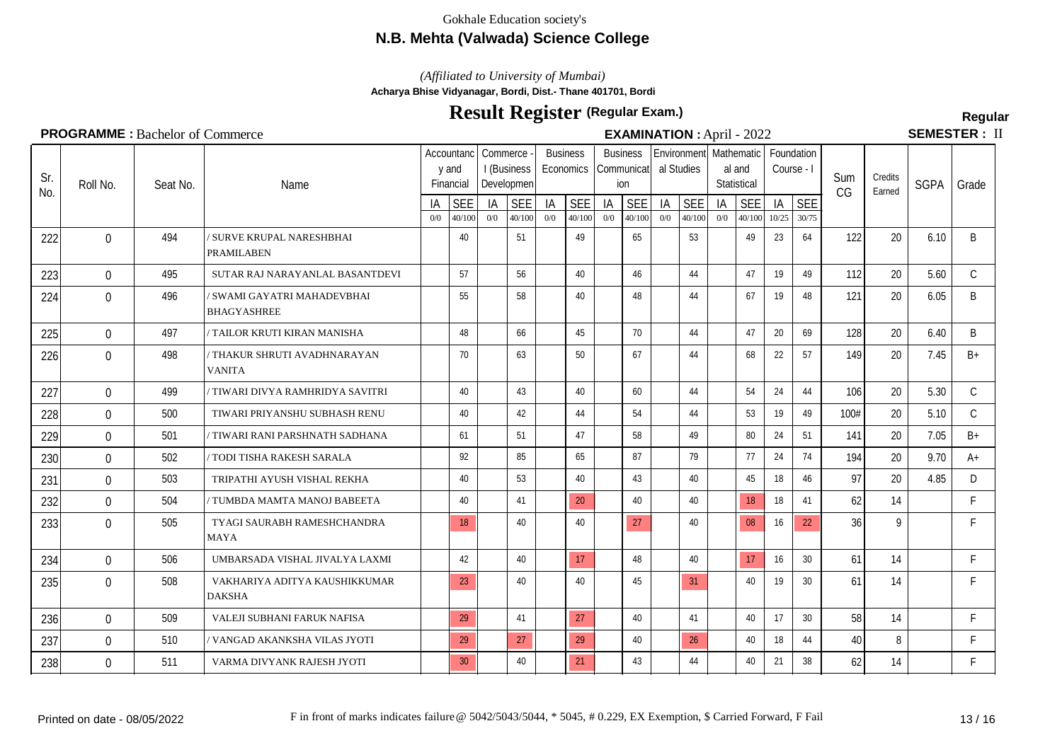Gokhale Education society's

## N.B. Mehta (Valwada) Science College

*(Affiliated to University of Mumbai)*

**Acharya Bhise Vidyanagar, Bordi, Dist.- Thane 401701, Bordi**

# Result Register (Regular Exam.)

**Regular**

**PROGRAMME :** Bachelor of Commerce　　**EXAMINATION :** April - 2022　　**SEMESTER :** II

| Sr. No. | Roll No. | Seat No. | Name | Accountancy and Financial | | Commerce - I (Business Development) | | Business Economics | | Business Communication | | Environmental Studies | | Mathematical and Statistical | | Foundation Course - I | | Sum CG | Credits Earned | SGPA | Grade |
|---|---|---|---|---|---|---|---|---|---|---|---|---|---|---|---|---|---|---|---|---|---|
| | | | | IA 0/0 | SEE 40/100 | IA 0/0 | SEE 40/100 | IA 0/0 | SEE 40/100 | IA 0/0 | SEE 40/100 | IA 0/0 | SEE 40/100 | IA 0/0 | SEE 40/100 | IA 10/25 | SEE 30/75 | | | | |
| 222 | 0 | 494 | / SURVE KRUPAL NARESHBHAI PRAMILABEN | | 40 | | 51 | | 49 | | 65 | | 53 | | 49 | 23 | 64 | 122 | 20 | 6.10 | B |
| 223 | 0 | 495 | SUTAR RAJ NARAYANLAL BASANTDEVI | | 57 | | 56 | | 40 | | 46 | | 44 | | 47 | 19 | 49 | 112 | 20 | 5.60 | C |
| 224 | 0 | 496 | / SWAMI GAYATRI MAHADEVBHAI BHAGYASHREE | | 55 | | 58 | | 40 | | 48 | | 44 | | 67 | 19 | 48 | 121 | 20 | 6.05 | B |
| 225 | 0 | 497 | / TAILOR KRUTI KIRAN MANISHA | | 48 | | 66 | | 45 | | 70 | | 44 | | 47 | 20 | 69 | 128 | 20 | 6.40 | B |
| 226 | 0 | 498 | / THAKUR SHRUTI AVADHNARAYAN VANITA | | 70 | | 63 | | 50 | | 67 | | 44 | | 68 | 22 | 57 | 149 | 20 | 7.45 | B+ |
| 227 | 0 | 499 | / TIWARI DIVYA RAMHRIDYA SAVITRI | | 40 | | 43 | | 40 | | 60 | | 44 | | 54 | 24 | 44 | 106 | 20 | 5.30 | C |
| 228 | 0 | 500 | TIWARI PRIYANSHU SUBHASH RENU | | 40 | | 42 | | 44 | | 54 | | 44 | | 53 | 19 | 49 | 100# | 20 | 5.10 | C |
| 229 | 0 | 501 | / TIWARI RANI PARSHNATH SADHANA | | 61 | | 51 | | 47 | | 58 | | 49 | | 80 | 24 | 51 | 141 | 20 | 7.05 | B+ |
| 230 | 0 | 502 | / TODI TISHA RAKESH SARALA | | 92 | | 85 | | 65 | | 87 | | 79 | | 77 | 24 | 74 | 194 | 20 | 9.70 | A+ |
| 231 | 0 | 503 | TRIPATHI AYUSH VISHAL REKHA | | 40 | | 53 | | 40 | | 43 | | 40 | | 45 | 18 | 46 | 97 | 20 | 4.85 | D |
| 232 | 0 | 504 | / TUMBDA MAMTA MANOJ BABEETA | | 40 | | 41 | | 20 | | 40 | | 40 | | 18 | 18 | 41 | 62 | 14 | | F |
| 233 | 0 | 505 | TYAGI SAURABH RAMESHCHANDRA MAYA | | 18 | | 40 | | 40 | | 27 | | 40 | | 08 | 16 | 22 | 36 | 9 | | F |
| 234 | 0 | 506 | UMBARSADA VISHAL JIVALYA LAXMI | | 42 | | 40 | | 17 | | 48 | | 40 | | 17 | 16 | 30 | 61 | 14 | | F |
| 235 | 0 | 508 | VAKHARIYA ADITYA KAUSHIKKUMAR DAKSHA | | 23 | | 40 | | 40 | | 45 | | 31 | | 40 | 19 | 30 | 61 | 14 | | F |
| 236 | 0 | 509 | VALEJI SUBHANI FARUK NAFISA | | 29 | | 41 | | 27 | | 40 | | 41 | | 40 | 17 | 30 | 58 | 14 | | F |
| 237 | 0 | 510 | / VANGAD AKANKSHA VILAS JYOTI | | 29 | | 27 | | 29 | | 40 | | 26 | | 40 | 18 | 44 | 40 | 8 | | F |
| 238 | 0 | 511 | VARMA DIVYANK RAJESH JYOTI | | 30 | | 40 | | 21 | | 43 | | 44 | | 40 | 21 | 38 | 62 | 14 | | F |

Printed on date - 08/05/2022　　F in front of marks indicates failure @ 5042/5043/5044, * 5045, # 0.229, EX Exemption, $ Carried Forward, F Fail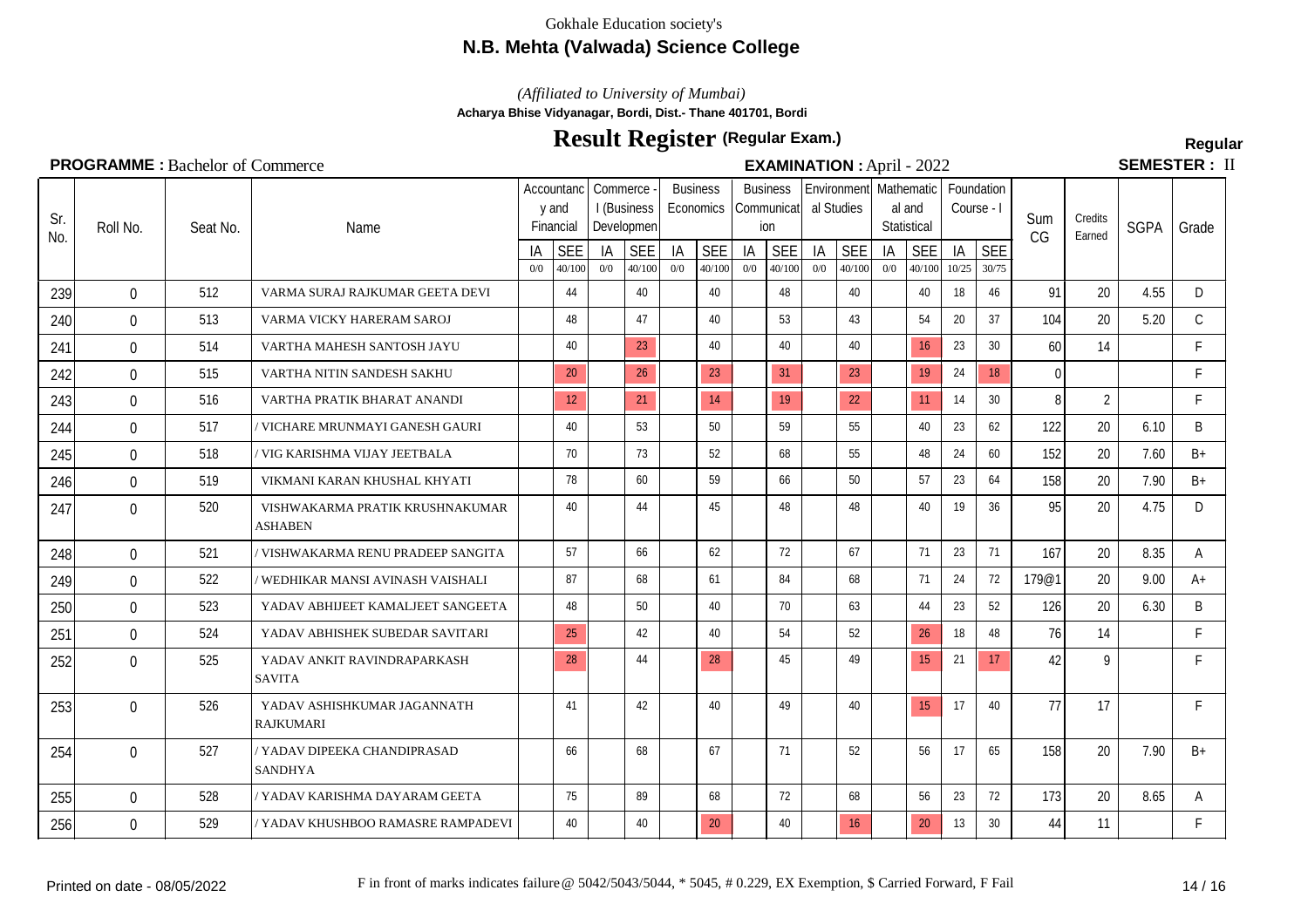Gokhale Education society's

**N.B. Mehta (Valwada) Science College**

*(Affiliated to University of Mumbai)*

**Acharya Bhise Vidyanagar, Bordi, Dist.- Thane 401701, Bordi**

# Result Register (Regular Exam.)

**Regular**

**PROGRAMME :** Bachelor of Commerce **EXAMINATION :** April - 2022 **SEMESTER :** II

| Sr. No. | Roll No. | Seat No. | Name | Accountancy and Financial | | Commerce - I (Business Development) | | Business Economics | | Business Communication | | Environmental Studies | | Mathematical and Statistical | | Foundation Course - I | | Sum CG | Credits Earned | SGPA | Grade |
|---|---|---|---|---|---|---|---|---|---|---|---|---|---|---|---|---|---|---|---|---|---|
| | | | | IA 0/0 | SEE 40/100 | IA 0/0 | SEE 40/100 | IA 0/0 | SEE 40/100 | IA 0/0 | SEE 40/100 | IA 0/0 | SEE 40/100 | IA 0/0 | SEE 40/100 | IA 10/25 | SEE 30/75 | | | | |
| 239 | 0 | 512 | VARMA SURAJ RAJKUMAR GEETA DEVI | | 44 | | 40 | | 40 | | 48 | | 40 | | 40 | 18 | 46 | 91 | 20 | 4.55 | D |
| 240 | 0 | 513 | VARMA VICKY HARERAM SAROJ | | 48 | | 47 | | 40 | | 53 | | 43 | | 54 | 20 | 37 | 104 | 20 | 5.20 | C |
| 241 | 0 | 514 | VARTHA MAHESH SANTOSH JAYU | | 40 | | 23 | | 40 | | 40 | | 40 | | 16 | 23 | 30 | 60 | 14 | | F |
| 242 | 0 | 515 | VARTHA NITIN SANDESH SAKHU | | 20 | | 26 | | 23 | | 31 | | 23 | | 19 | 24 | 18 | 0 | | | F |
| 243 | 0 | 516 | VARTHA PRATIK BHARAT ANANDI | | 12 | | 21 | | 14 | | 19 | | 22 | | 11 | 14 | 30 | 8 | 2 | | F |
| 244 | 0 | 517 | / VICHARE MRUNMAYI GANESH GAURI | | 40 | | 53 | | 50 | | 59 | | 55 | | 40 | 23 | 62 | 122 | 20 | 6.10 | B |
| 245 | 0 | 518 | / VIG KARISHMA VIJAY JEETBALA | | 70 | | 73 | | 52 | | 68 | | 55 | | 48 | 24 | 60 | 152 | 20 | 7.60 | B+ |
| 246 | 0 | 519 | VIKMANI KARAN KHUSHAL KHYATI | | 78 | | 60 | | 59 | | 66 | | 50 | | 57 | 23 | 64 | 158 | 20 | 7.90 | B+ |
| 247 | 0 | 520 | VISHWAKARMA PRATIK KRUSHNAKUMAR ASHABEN | | 40 | | 44 | | 45 | | 48 | | 48 | | 40 | 19 | 36 | 95 | 20 | 4.75 | D |
| 248 | 0 | 521 | / VISHWAKARMA RENU PRADEEP SANGITA | | 57 | | 66 | | 62 | | 72 | | 67 | | 71 | 23 | 71 | 167 | 20 | 8.35 | A |
| 249 | 0 | 522 | / WEDHIKAR MANSI AVINASH VAISHALI | | 87 | | 68 | | 61 | | 84 | | 68 | | 71 | 24 | 72 | 179@1 | 20 | 9.00 | A+ |
| 250 | 0 | 523 | YADAV ABHIJEET KAMALJEET SANGEETA | | 48 | | 50 | | 40 | | 70 | | 63 | | 44 | 23 | 52 | 126 | 20 | 6.30 | B |
| 251 | 0 | 524 | YADAV ABHISHEK SUBEDAR SAVITARI | | 25 | | 42 | | 40 | | 54 | | 52 | | 26 | 18 | 48 | 76 | 14 | | F |
| 252 | 0 | 525 | YADAV ANKIT RAVINDRAPARKASH SAVITA | | 28 | | 44 | | 28 | | 45 | | 49 | | 15 | 21 | 17 | 42 | 9 | | F |
| 253 | 0 | 526 | YADAV ASHISHKUMAR JAGANNATH RAJKUMARI | | 41 | | 42 | | 40 | | 49 | | 40 | | 15 | 17 | 40 | 77 | 17 | | F |
| 254 | 0 | 527 | / YADAV DIPEEKA CHANDIPRASAD SANDHYA | | 66 | | 68 | | 67 | | 71 | | 52 | | 56 | 17 | 65 | 158 | 20 | 7.90 | B+ |
| 255 | 0 | 528 | / YADAV KARISHMA DAYARAM GEETA | | 75 | | 89 | | 68 | | 72 | | 68 | | 56 | 23 | 72 | 173 | 20 | 8.65 | A |
| 256 | 0 | 529 | / YADAV KHUSHBOO RAMASRE RAMPADEVI | | 40 | | 40 | | 20 | | 40 | | 16 | | 20 | 13 | 30 | 44 | 11 | | F |

Printed on date - 08/05/2022 F in front of marks indicates failure @ 5042/5043/5044, * 5045, # 0.229, EX Exemption, $ Carried Forward, F Fail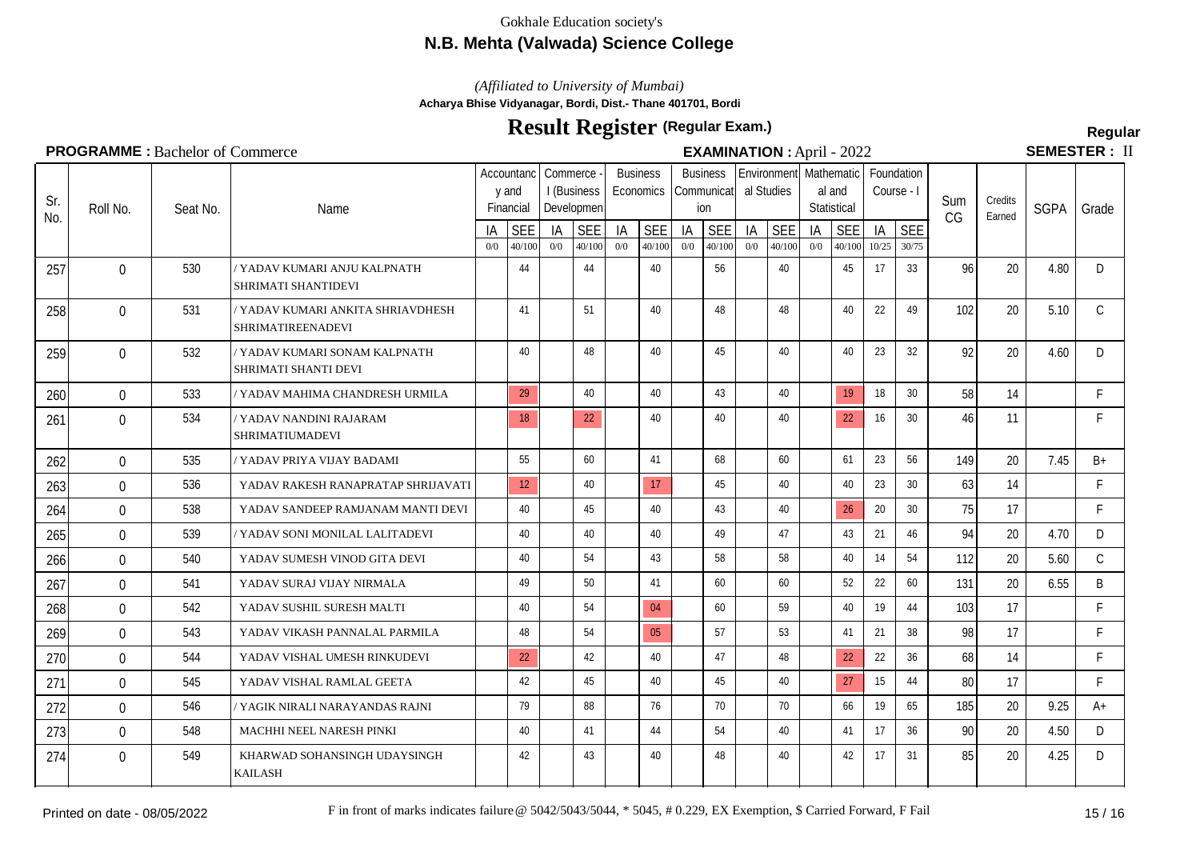Gokhale Education society's

## N.B. Mehta (Valwada) Science College

*(Affiliated to University of Mumbai)*

**Acharya Bhise Vidyanagar, Bordi, Dist.- Thane 401701, Bordi**

# Result Register (Regular Exam.)

**Regular**

**PROGRAMME :** Bachelor of Commerce **EXAMINATION :** April - 2022 **SEMESTER :** II

| Sr. No. | Roll No. | Seat No. | Name | Accountancy and Financial | | Commerce - I (Business Development) | | Business Economics | | Business Communication | | Environmental Studies | | Mathematical and Statistical | | Foundation Course - I | | Sum CG | Credits Earned | SGPA | Grade |
|---|---|---|---|---|---|---|---|---|---|---|---|---|---|---|---|---|---|---|---|---|---|
| | | | | IA 0/0 | SEE 40/100 | IA 0/0 | SEE 40/100 | IA 0/0 | SEE 40/100 | IA 0/0 | SEE 40/100 | IA 0/0 | SEE 40/100 | IA 0/0 | SEE 40/100 | IA 10/25 | SEE 30/75 | | | | |
| 257 | 0 | 530 | / YADAV KUMARI ANJU KALPNATH SHRIMATI SHANTIDEVI | | 44 | | 44 | | 40 | | 56 | | 40 | | 45 | 17 | 33 | 96 | 20 | 4.80 | D |
| 258 | 0 | 531 | / YADAV KUMARI ANKITA SHRIAVDHESH SHRIMATIREENADEVI | | 41 | | 51 | | 40 | | 48 | | 48 | | 40 | 22 | 49 | 102 | 20 | 5.10 | C |
| 259 | 0 | 532 | / YADAV KUMARI SONAM KALPNATH SHRIMATI SHANTI DEVI | | 40 | | 48 | | 40 | | 45 | | 40 | | 40 | 23 | 32 | 92 | 20 | 4.60 | D |
| 260 | 0 | 533 | / YADAV MAHIMA CHANDRESH URMILA | | 29 | | 40 | | 40 | | 43 | | 40 | | 19 | 18 | 30 | 58 | 14 | | F |
| 261 | 0 | 534 | / YADAV NANDINI RAJARAM SHRIMATIUMADEVI | | 18 | | 22 | | 40 | | 40 | | 40 | | 22 | 16 | 30 | 46 | 11 | | F |
| 262 | 0 | 535 | / YADAV PRIYA VIJAY BADAMI | | 55 | | 60 | | 41 | | 68 | | 60 | | 61 | 23 | 56 | 149 | 20 | 7.45 | B+ |
| 263 | 0 | 536 | YADAV RAKESH RANAPRATAP SHRIJAVATI | | 12 | | 40 | | 17 | | 45 | | 40 | | 40 | 23 | 30 | 63 | 14 | | F |
| 264 | 0 | 538 | YADAV SANDEEP RAMJANAM MANTI DEVI | | 40 | | 45 | | 40 | | 43 | | 40 | | 26 | 20 | 30 | 75 | 17 | | F |
| 265 | 0 | 539 | / YADAV SONI MONILAL LALITADEVI | | 40 | | 40 | | 40 | | 49 | | 47 | | 43 | 21 | 46 | 94 | 20 | 4.70 | D |
| 266 | 0 | 540 | YADAV SUMESH VINOD GITA DEVI | | 40 | | 54 | | 43 | | 58 | | 58 | | 40 | 14 | 54 | 112 | 20 | 5.60 | C |
| 267 | 0 | 541 | YADAV SURAJ VIJAY NIRMALA | | 49 | | 50 | | 41 | | 60 | | 60 | | 52 | 22 | 60 | 131 | 20 | 6.55 | B |
| 268 | 0 | 542 | YADAV SUSHIL SURESH MALTI | | 40 | | 54 | | 04 | | 60 | | 59 | | 40 | 19 | 44 | 103 | 17 | | F |
| 269 | 0 | 543 | YADAV VIKASH PANNALAL PARMILA | | 48 | | 54 | | 05 | | 57 | | 53 | | 41 | 21 | 38 | 98 | 17 | | F |
| 270 | 0 | 544 | YADAV VISHAL UMESH RINKUDEVI | | 22 | | 42 | | 40 | | 47 | | 48 | | 22 | 22 | 36 | 68 | 14 | | F |
| 271 | 0 | 545 | YADAV VISHAL RAMLAL GEETA | | 42 | | 45 | | 40 | | 45 | | 40 | | 27 | 15 | 44 | 80 | 17 | | F |
| 272 | 0 | 546 | / YAGIK NIRALI NARAYANDAS RAJNI | | 79 | | 88 | | 76 | | 70 | | 70 | | 66 | 19 | 65 | 185 | 20 | 9.25 | A+ |
| 273 | 0 | 548 | MACHHI NEEL NARESH PINKI | | 40 | | 41 | | 44 | | 54 | | 40 | | 41 | 17 | 36 | 90 | 20 | 4.50 | D |
| 274 | 0 | 549 | KHARWAD SOHANSINGH UDAYSINGH KAILASH | | 42 | | 43 | | 40 | | 48 | | 40 | | 42 | 17 | 31 | 85 | 20 | 4.25 | D |

Printed on date - 08/05/2022

F in front of marks indicates failure @ 5042/5043/5044, * 5045, # 0.229, EX Exemption, $ Carried Forward, F Fail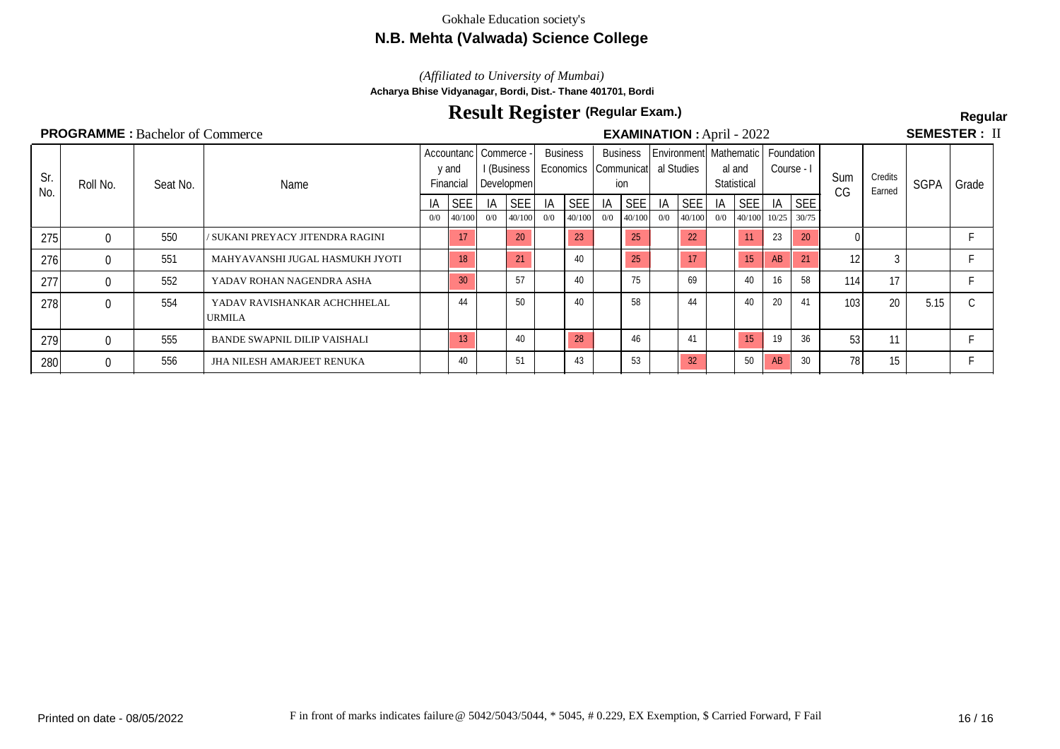Gokhale Education society's

## N.B. Mehta (Valwada) Science College

*(Affiliated to University of Mumbai)*

**Acharya Bhise Vidyanagar, Bordi, Dist.- Thane 401701, Bordi**

# Result Register (Regular Exam.)

**Regular**

**PROGRAMME :** Bachelor of Commerce **EXAMINATION :** April - 2022 **SEMESTER :** II

| Sr. No. | Roll No. | Seat No. | Name | Accountancy and Financial | | Commerce - I (Business Development) | | Business Economics | | Business Communication | | Environmental Studies | | Mathematical and Statistical | | Foundation Course - I | | Sum CG | Credits Earned | SGPA | Grade |
|---|---|---|---|---|---|---|---|---|---|---|---|---|---|---|---|---|---|---|---|---|---|
| | | | | IA 0/0 | SEE 40/100 | IA 0/0 | SEE 40/100 | IA 0/0 | SEE 40/100 | IA 0/0 | SEE 40/100 | IA 0/0 | SEE 40/100 | IA 0/0 | SEE 40/100 | IA 10/25 | SEE 30/75 | | | | |
| 275 | 0 | 550 | / SUKANI PREYACY JITENDRA RAGINI | | 17 | | 20 | | 23 | | 25 | | 22 | | 11 | 23 | 20 | 0 | | | F |
| 276 | 0 | 551 | MAHYAVANSHI JUGAL HASMUKH JYOTI | | 18 | | 21 | | 40 | | 25 | | 17 | | 15 | AB | 21 | 12 | 3 | | F |
| 277 | 0 | 552 | YADAV ROHAN NAGENDRA ASHA | | 30 | | 57 | | 40 | | 75 | | 69 | | 40 | 16 | 58 | 114 | 17 | | F |
| 278 | 0 | 554 | YADAV RAVISHANKAR ACHCHHELAL URMILA | | 44 | | 50 | | 40 | | 58 | | 44 | | 40 | 20 | 41 | 103 | 20 | 5.15 | C |
| 279 | 0 | 555 | BANDE SWAPNIL DILIP VAISHALI | | 13 | | 40 | | 28 | | 46 | | 41 | | 15 | 19 | 36 | 53 | 11 | | F |
| 280 | 0 | 556 | JHA NILESH AMARJEET RENUKA | | 40 | | 51 | | 43 | | 53 | | 32 | | 50 | AB | 30 | 78 | 15 | | F |

Printed on date - 08/05/2022

F in front of marks indicates failure @ 5042/5043/5044, * 5045, # 0.229, EX Exemption, $ Carried Forward, F Fail